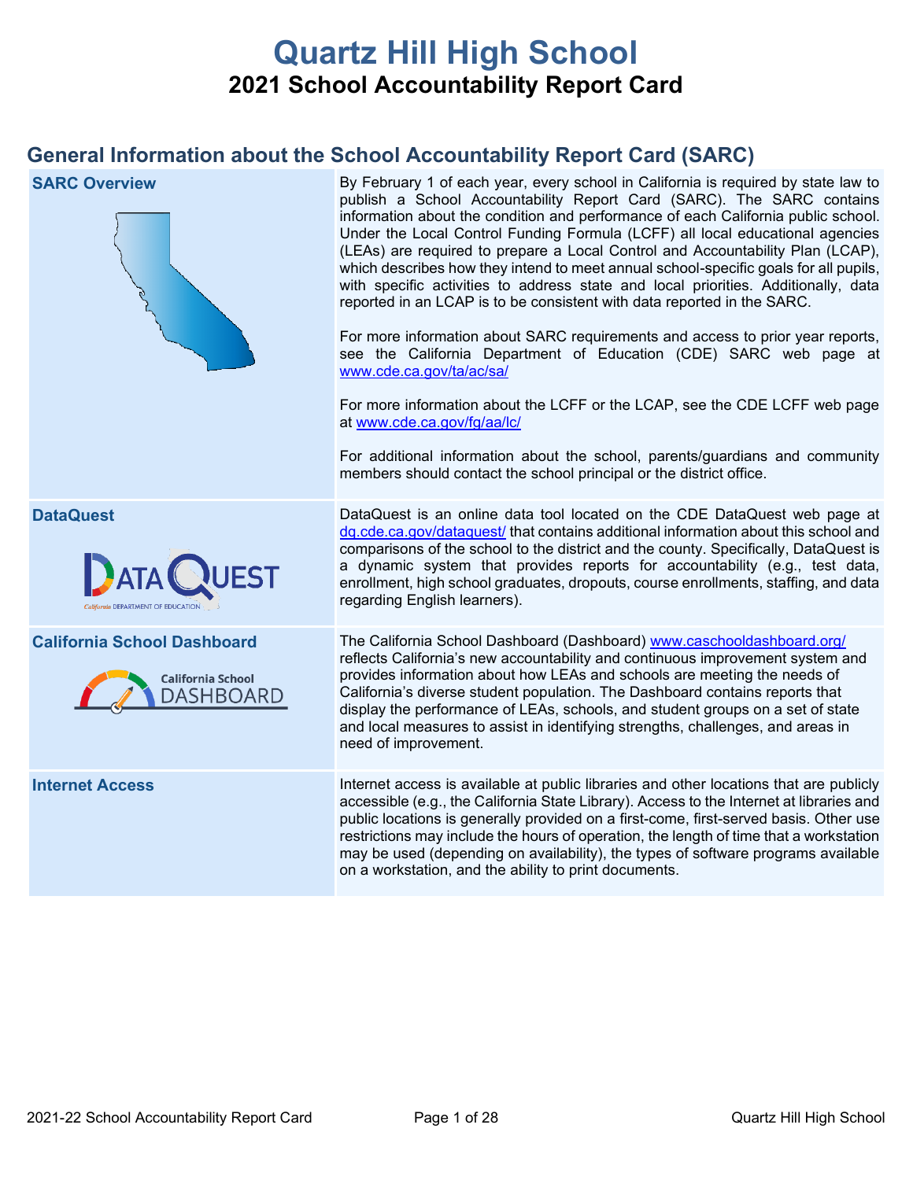# Quartz Hill High School

## 2021 School Accountability Report Card

## General Information about the School Accountability Report Card (SARC)

| | |
|---|---|
| **SARC Overview** | By February 1 of each year, every school in California is required by state law to publish a School Accountability Report Card (SARC). The SARC contains information about the condition and performance of each California public school. Under the Local Control Funding Formula (LCFF) all local educational agencies (LEAs) are required to prepare a Local Control and Accountability Plan (LCAP), which describes how they intend to meet annual school-specific goals for all pupils, with specific activities to address state and local priorities. Additionally, data reported in an LCAP is to be consistent with data reported in the SARC. <br><br> For more information about SARC requirements and access to prior year reports, see the California Department of Education (CDE) SARC web page at www.cde.ca.gov/ta/ac/sa/ <br><br> For more information about the LCFF or the LCAP, see the CDE LCFF web page at www.cde.ca.gov/fg/aa/lc/ <br><br> For additional information about the school, parents/guardians and community members should contact the school principal or the district office. |
| **DataQuest** | DataQuest is an online data tool located on the CDE DataQuest web page at dq.cde.ca.gov/dataquest/ that contains additional information about this school and comparisons of the school to the district and the county. Specifically, DataQuest is a dynamic system that provides reports for accountability (e.g., test data, enrollment, high school graduates, dropouts, course enrollments, staffing, and data regarding English learners). |
| **California School Dashboard** | The California School Dashboard (Dashboard) www.caschooldashboard.org/ reflects California's new accountability and continuous improvement system and provides information about how LEAs and schools are meeting the needs of California's diverse student population. The Dashboard contains reports that display the performance of LEAs, schools, and student groups on a set of state and local measures to assist in identifying strengths, challenges, and areas in need of improvement. |
| **Internet Access** | Internet access is available at public libraries and other locations that are publicly accessible (e.g., the California State Library). Access to the Internet at libraries and public locations is generally provided on a first-come, first-served basis. Other use restrictions may include the hours of operation, the length of time that a workstation may be used (depending on availability), the types of software programs available on a workstation, and the ability to print documents. |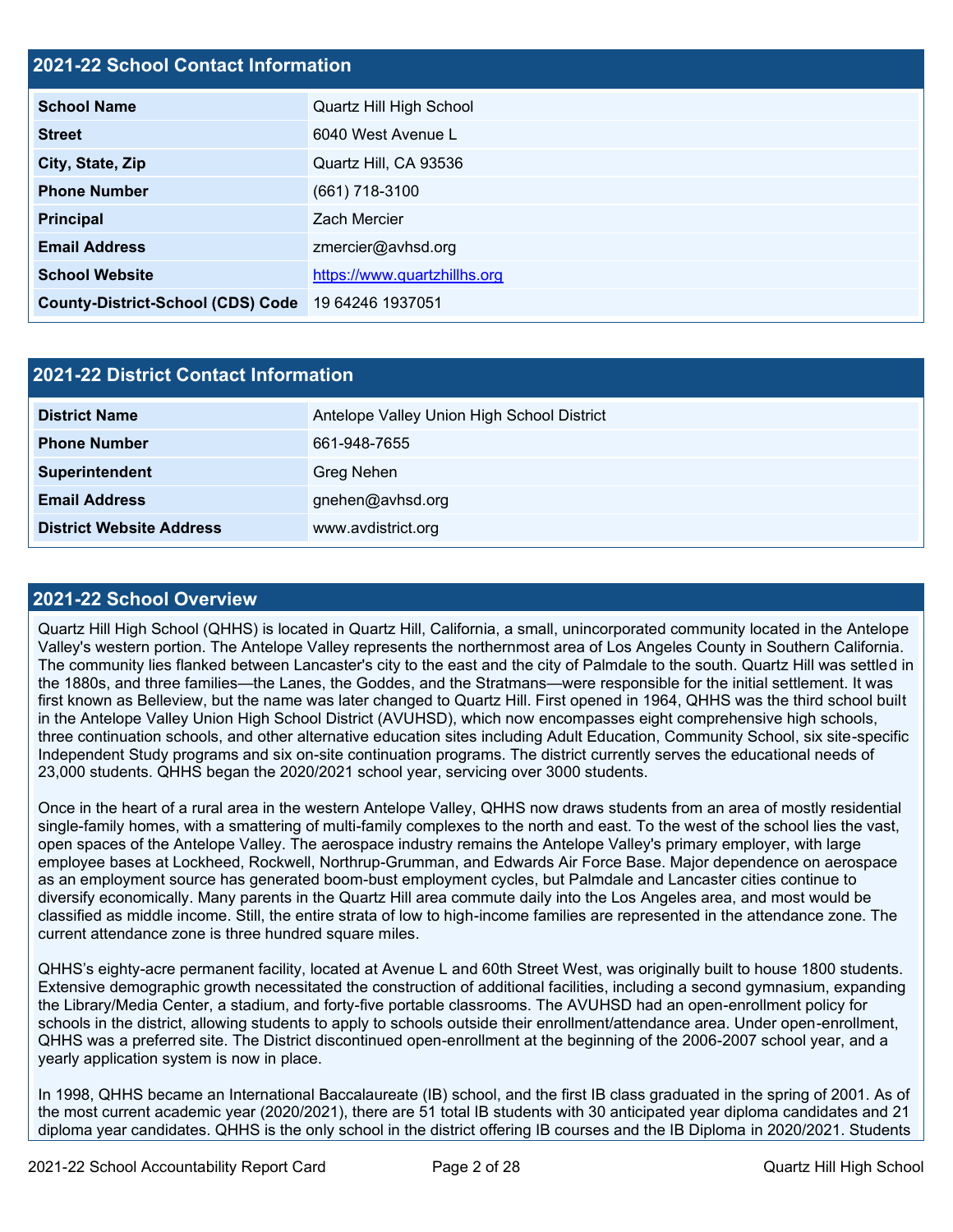## 2021-22 School Contact Information

| | |
|---|---|
| **School Name** | Quartz Hill High School |
| **Street** | 6040 West Avenue L |
| **City, State, Zip** | Quartz Hill, CA 93536 |
| **Phone Number** | (661) 718-3100 |
| **Principal** | Zach Mercier |
| **Email Address** | zmercier@avhsd.org |
| **School Website** | https://www.quartzhillhs.org |
| **County-District-School (CDS) Code** | 19 64246 1937051 |

## 2021-22 District Contact Information

| | |
|---|---|
| **District Name** | Antelope Valley Union High School District |
| **Phone Number** | 661-948-7655 |
| **Superintendent** | Greg Nehen |
| **Email Address** | gnehen@avhsd.org |
| **District Website Address** | www.avdistrict.org |

## 2021-22 School Overview

Quartz Hill High School (QHHS) is located in Quartz Hill, California, a small, unincorporated community located in the Antelope Valley's western portion. The Antelope Valley represents the northernmost area of Los Angeles County in Southern California. The community lies flanked between Lancaster's city to the east and the city of Palmdale to the south. Quartz Hill was settled in the 1880s, and three families—the Lanes, the Goddes, and the Stratmans—were responsible for the initial settlement. It was first known as Belleview, but the name was later changed to Quartz Hill. First opened in 1964, QHHS was the third school built in the Antelope Valley Union High School District (AVUHSD), which now encompasses eight comprehensive high schools, three continuation schools, and other alternative education sites including Adult Education, Community School, six site-specific Independent Study programs and six on-site continuation programs. The district currently serves the educational needs of 23,000 students. QHHS began the 2020/2021 school year, servicing over 3000 students.

Once in the heart of a rural area in the western Antelope Valley, QHHS now draws students from an area of mostly residential single-family homes, with a smattering of multi-family complexes to the north and east. To the west of the school lies the vast, open spaces of the Antelope Valley. The aerospace industry remains the Antelope Valley's primary employer, with large employee bases at Lockheed, Rockwell, Northrup-Grumman, and Edwards Air Force Base. Major dependence on aerospace as an employment source has generated boom-bust employment cycles, but Palmdale and Lancaster cities continue to diversify economically. Many parents in the Quartz Hill area commute daily into the Los Angeles area, and most would be classified as middle income. Still, the entire strata of low to high-income families are represented in the attendance zone. The current attendance zone is three hundred square miles.

QHHS's eighty-acre permanent facility, located at Avenue L and 60th Street West, was originally built to house 1800 students. Extensive demographic growth necessitated the construction of additional facilities, including a second gymnasium, expanding the Library/Media Center, a stadium, and forty-five portable classrooms. The AVUHSD had an open-enrollment policy for schools in the district, allowing students to apply to schools outside their enrollment/attendance area. Under open-enrollment, QHHS was a preferred site. The District discontinued open-enrollment at the beginning of the 2006-2007 school year, and a yearly application system is now in place.

In 1998, QHHS became an International Baccalaureate (IB) school, and the first IB class graduated in the spring of 2001. As of the most current academic year (2020/2021), there are 51 total IB students with 30 anticipated year diploma candidates and 21 diploma year candidates. QHHS is the only school in the district offering IB courses and the IB Diploma in 2020/2021. Students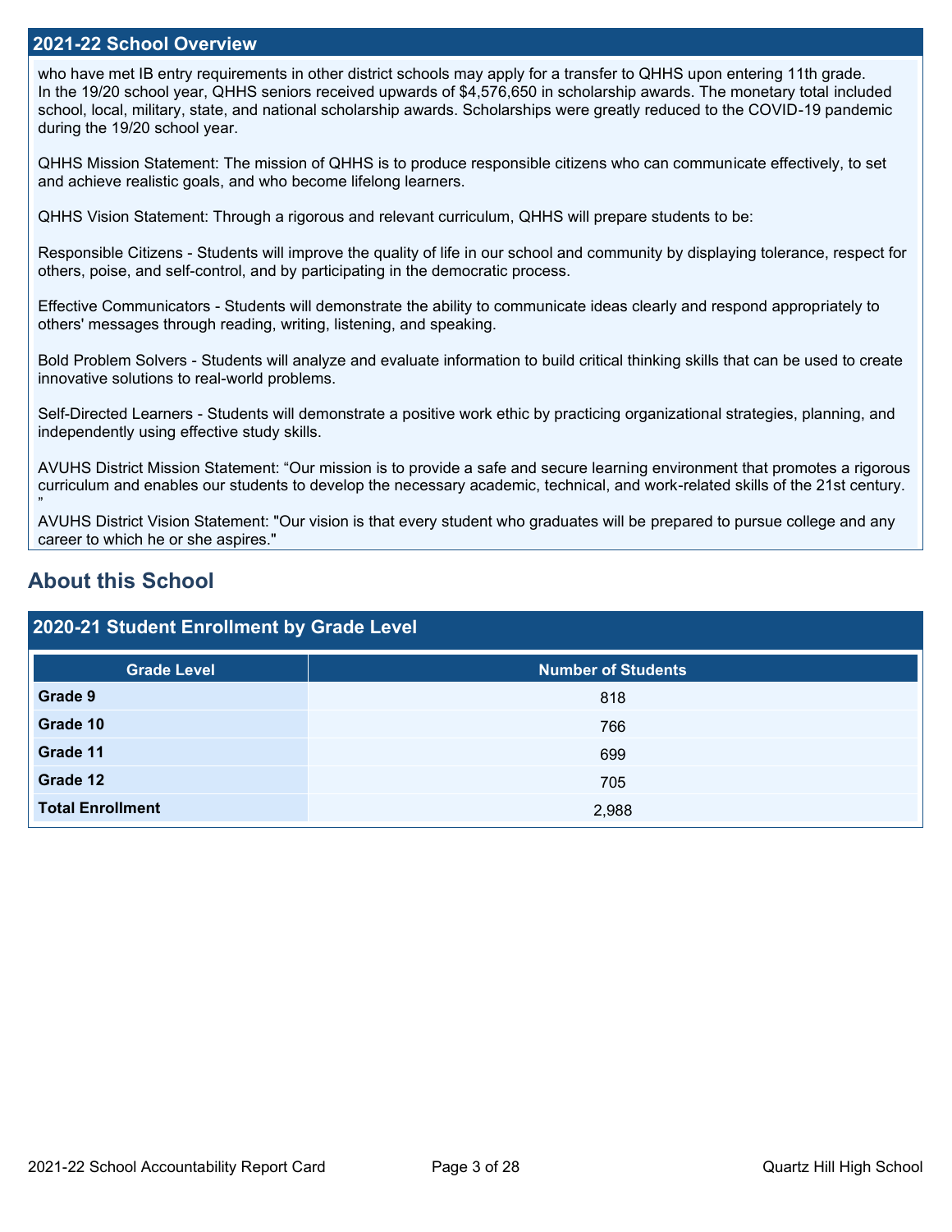## 2021-22 School Overview

who have met IB entry requirements in other district schools may apply for a transfer to QHHS upon entering 11th grade.
In the 19/20 school year, QHHS seniors received upwards of $4,576,650 in scholarship awards. The monetary total included school, local, military, state, and national scholarship awards. Scholarships were greatly reduced to the COVID-19 pandemic during the 19/20 school year.

QHHS Mission Statement: The mission of QHHS is to produce responsible citizens who can communicate effectively, to set and achieve realistic goals, and who become lifelong learners.

QHHS Vision Statement: Through a rigorous and relevant curriculum, QHHS will prepare students to be:

Responsible Citizens - Students will improve the quality of life in our school and community by displaying tolerance, respect for others, poise, and self-control, and by participating in the democratic process.

Effective Communicators - Students will demonstrate the ability to communicate ideas clearly and respond appropriately to others' messages through reading, writing, listening, and speaking.

Bold Problem Solvers - Students will analyze and evaluate information to build critical thinking skills that can be used to create innovative solutions to real-world problems.

Self-Directed Learners - Students will demonstrate a positive work ethic by practicing organizational strategies, planning, and independently using effective study skills.

AVUHS District Mission Statement: “Our mission is to provide a safe and secure learning environment that promotes a rigorous curriculum and enables our students to develop the necessary academic, technical, and work-related skills of the 21st century.
”

AVUHS District Vision Statement: "Our vision is that every student who graduates will be prepared to pursue college and any career to which he or she aspires."

# About this School

## 2020-21 Student Enrollment by Grade Level

| Grade Level | Number of Students |
|---|---|
| **Grade 9** | 818 |
| **Grade 10** | 766 |
| **Grade 11** | 699 |
| **Grade 12** | 705 |
| **Total Enrollment** | 2,988 |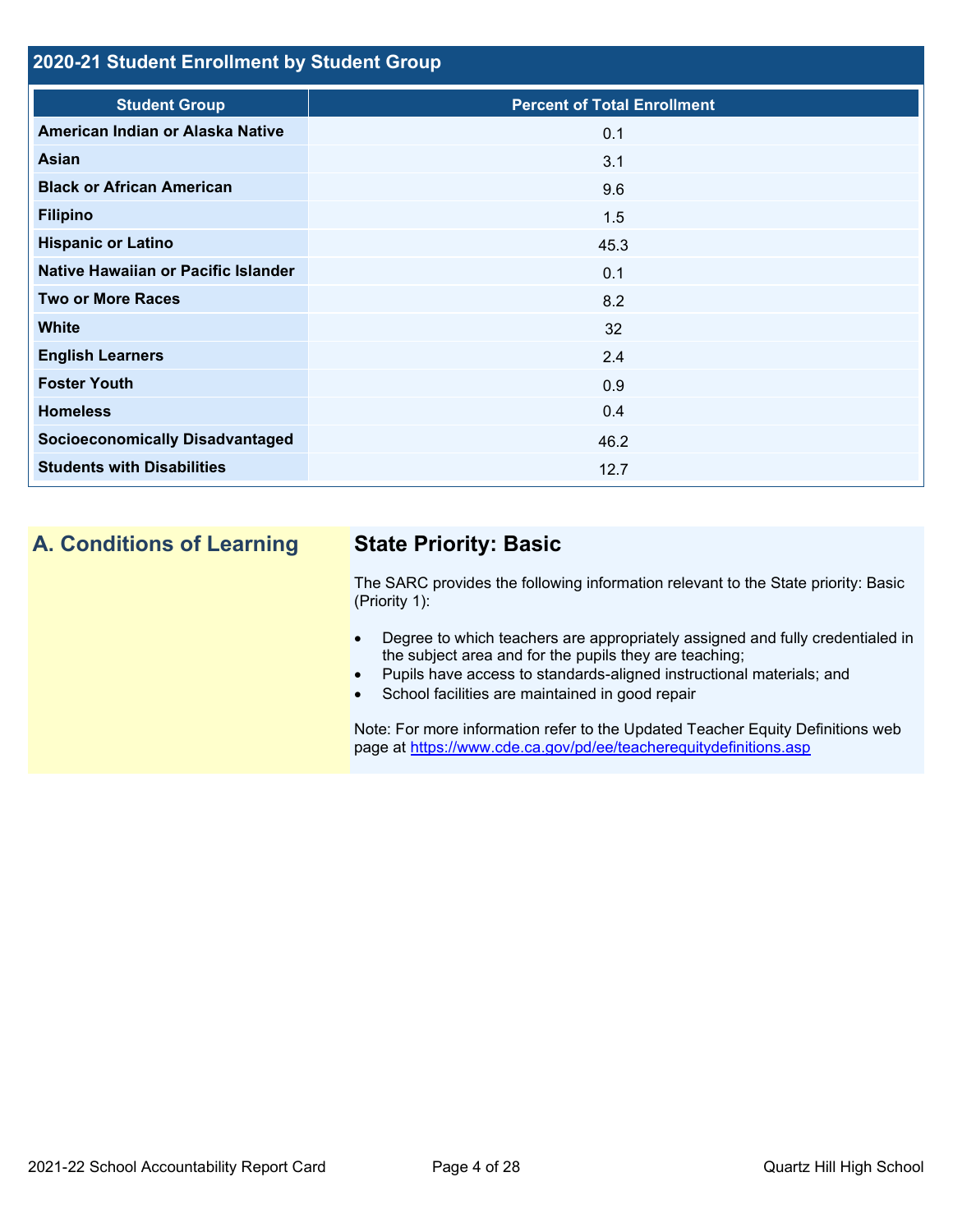## 2020-21 Student Enrollment by Student Group

| Student Group | Percent of Total Enrollment |
|---|---|
| American Indian or Alaska Native | 0.1 |
| Asian | 3.1 |
| Black or African American | 9.6 |
| Filipino | 1.5 |
| Hispanic or Latino | 45.3 |
| Native Hawaiian or Pacific Islander | 0.1 |
| Two or More Races | 8.2 |
| White | 32 |
| English Learners | 2.4 |
| Foster Youth | 0.9 |
| Homeless | 0.4 |
| Socioeconomically Disadvantaged | 46.2 |
| Students with Disabilities | 12.7 |

## A. Conditions of Learning

### State Priority: Basic

The SARC provides the following information relevant to the State priority: Basic (Priority 1):

- Degree to which teachers are appropriately assigned and fully credentialed in the subject area and for the pupils they are teaching;
- Pupils have access to standards-aligned instructional materials; and
- School facilities are maintained in good repair

Note: For more information refer to the Updated Teacher Equity Definitions web page at https://www.cde.ca.gov/pd/ee/teacherequitydefinitions.asp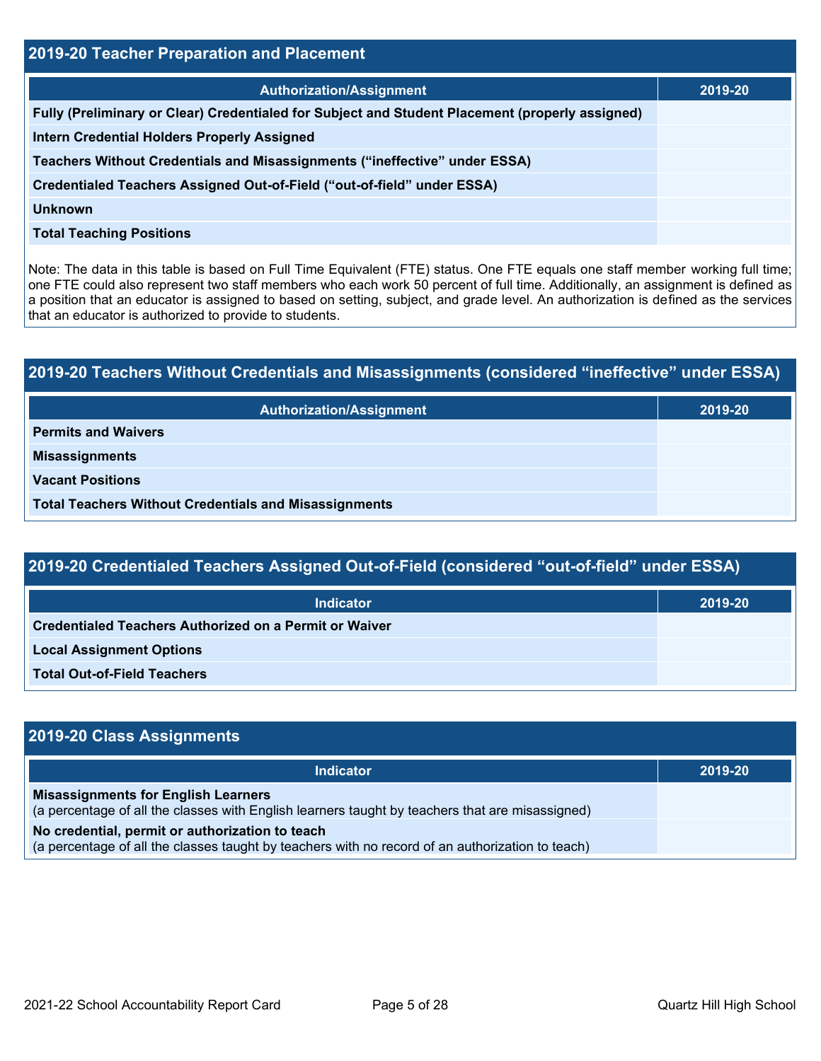## 2019-20 Teacher Preparation and Placement

| Authorization/Assignment | 2019-20 |
| --- | --- |
| Fully (Preliminary or Clear) Credentialed for Subject and Student Placement (properly assigned) | |
| Intern Credential Holders Properly Assigned | |
| Teachers Without Credentials and Misassignments ("ineffective" under ESSA) | |
| Credentialed Teachers Assigned Out-of-Field ("out-of-field" under ESSA) | |
| Unknown | |
| Total Teaching Positions | |

Note: The data in this table is based on Full Time Equivalent (FTE) status. One FTE equals one staff member working full time; one FTE could also represent two staff members who each work 50 percent of full time. Additionally, an assignment is defined as a position that an educator is assigned to based on setting, subject, and grade level. An authorization is defined as the services that an educator is authorized to provide to students.

## 2019-20 Teachers Without Credentials and Misassignments (considered "ineffective" under ESSA)

| Authorization/Assignment | 2019-20 |
| --- | --- |
| Permits and Waivers | |
| Misassignments | |
| Vacant Positions | |
| Total Teachers Without Credentials and Misassignments | |

## 2019-20 Credentialed Teachers Assigned Out-of-Field (considered "out-of-field" under ESSA)

| Indicator | 2019-20 |
| --- | --- |
| Credentialed Teachers Authorized on a Permit or Waiver | |
| Local Assignment Options | |
| Total Out-of-Field Teachers | |

## 2019-20 Class Assignments

| Indicator | 2019-20 |
| --- | --- |
| **Misassignments for English Learners** (a percentage of all the classes with English learners taught by teachers that are misassigned) | |
| **No credential, permit or authorization to teach** (a percentage of all the classes taught by teachers with no record of an authorization to teach) | |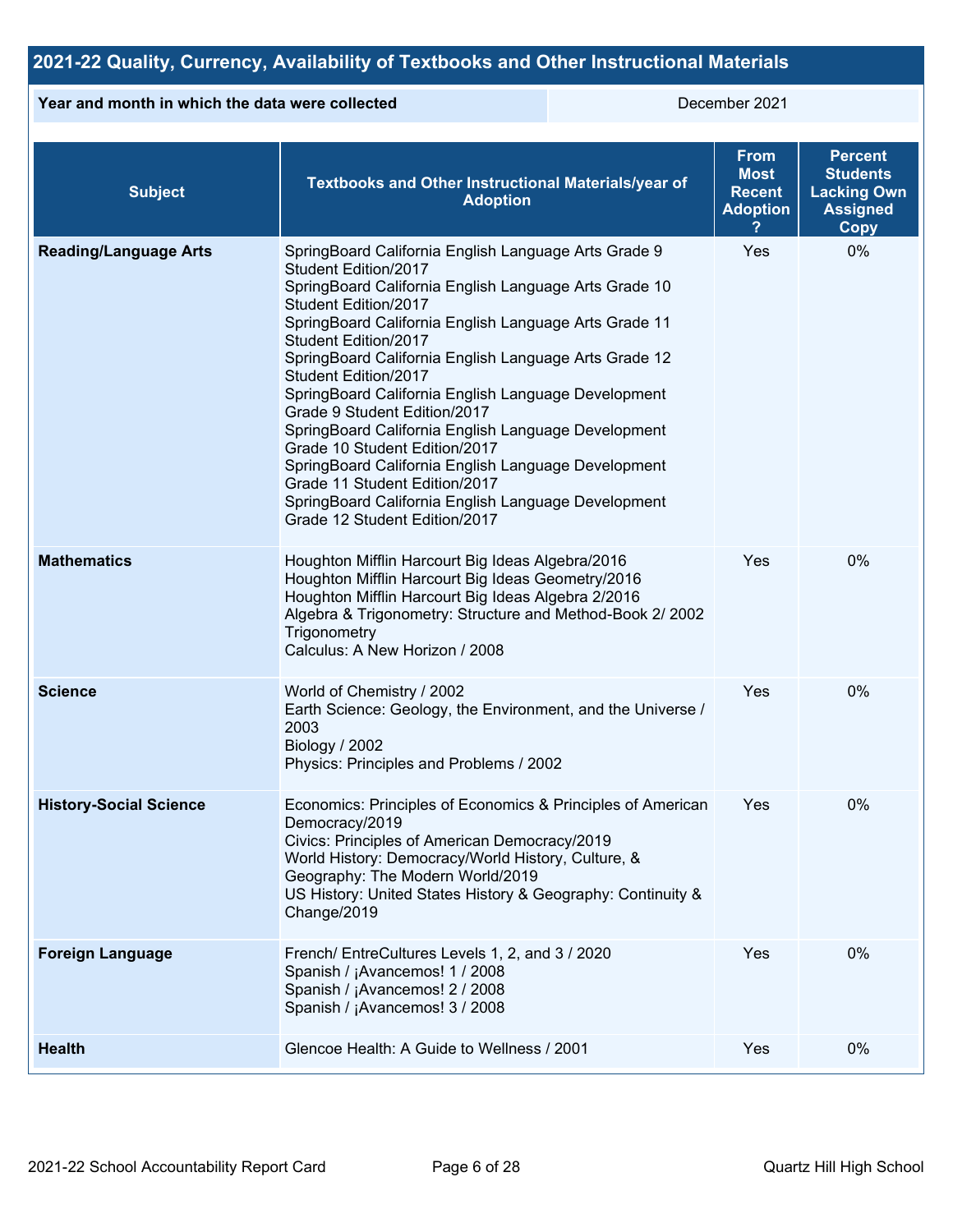## 2021-22 Quality, Currency, Availability of Textbooks and Other Instructional Materials

| Year and month in which the data were collected | December 2021 |
| --- | --- |

| Subject | Textbooks and Other Instructional Materials/year of Adoption | From Most Recent Adoption ? | Percent Students Lacking Own Assigned Copy |
| --- | --- | --- | --- |
| **Reading/Language Arts** | SpringBoard California English Language Arts Grade 9 Student Edition/2017<br>SpringBoard California English Language Arts Grade 10 Student Edition/2017<br>SpringBoard California English Language Arts Grade 11 Student Edition/2017<br>SpringBoard California English Language Arts Grade 12 Student Edition/2017<br>SpringBoard California English Language Development Grade 9 Student Edition/2017<br>SpringBoard California English Language Development Grade 10 Student Edition/2017<br>SpringBoard California English Language Development Grade 11 Student Edition/2017<br>SpringBoard California English Language Development Grade 12 Student Edition/2017 | Yes | 0% |
| **Mathematics** | Houghton Mifflin Harcourt Big Ideas Algebra/2016<br>Houghton Mifflin Harcourt Big Ideas Geometry/2016<br>Houghton Mifflin Harcourt Big Ideas Algebra 2/2016<br>Algebra & Trigonometry: Structure and Method-Book 2/ 2002 Trigonometry<br>Calculus: A New Horizon / 2008 | Yes | 0% |
| **Science** | World of Chemistry / 2002<br>Earth Science: Geology, the Environment, and the Universe / 2003<br>Biology / 2002<br>Physics: Principles and Problems / 2002 | Yes | 0% |
| **History-Social Science** | Economics: Principles of Economics & Principles of American Democracy/2019<br>Civics: Principles of American Democracy/2019<br>World History: Democracy/World History, Culture, & Geography: The Modern World/2019<br>US History: United States History & Geography: Continuity & Change/2019 | Yes | 0% |
| **Foreign Language** | French/ EntreCultures Levels 1, 2, and 3 / 2020<br>Spanish / ¡Avancemos! 1 / 2008<br>Spanish / ¡Avancemos! 2 / 2008<br>Spanish / ¡Avancemos! 3 / 2008 | Yes | 0% |
| **Health** | Glencoe Health: A Guide to Wellness / 2001 | Yes | 0% |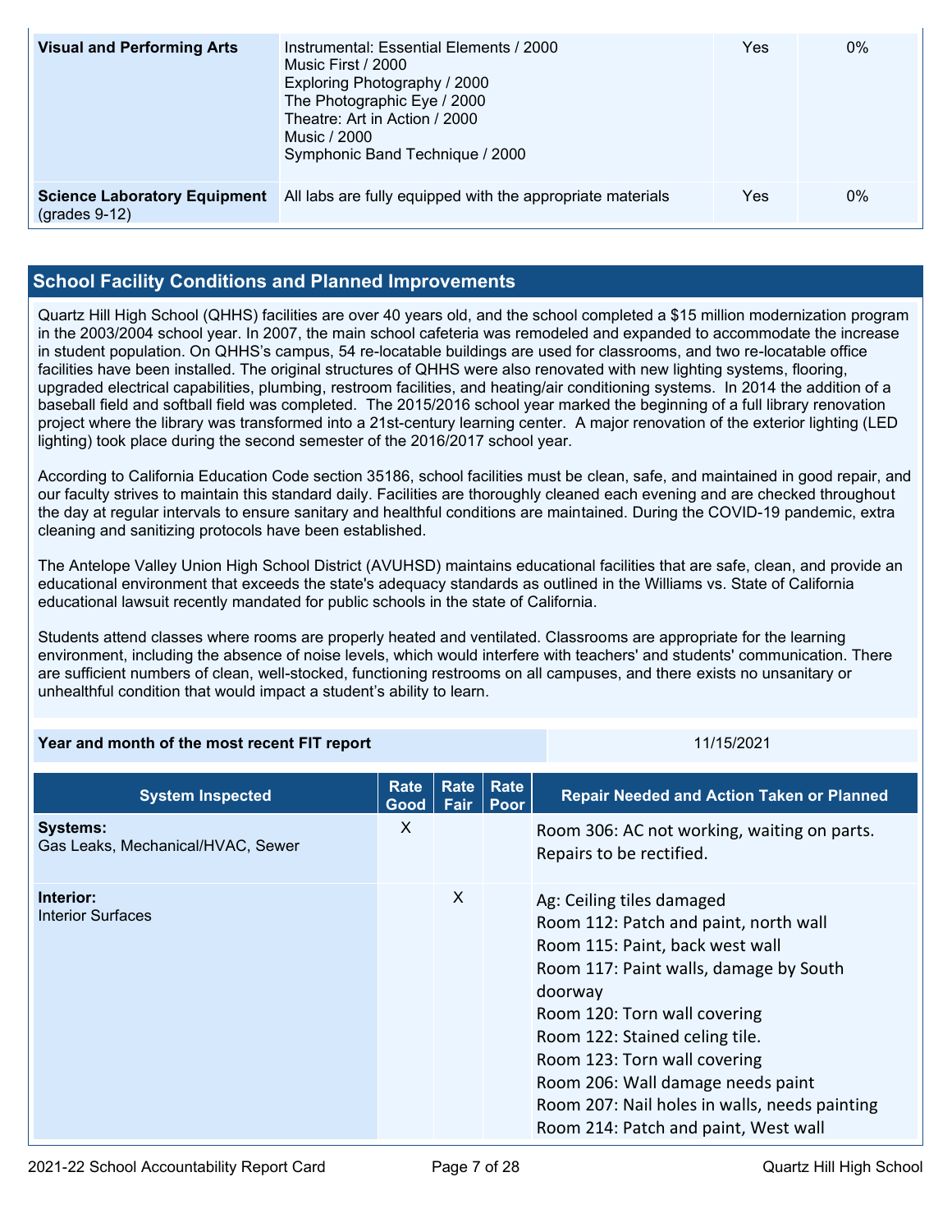| Visual and Performing Arts | Instrumental: Essential Elements / 2000<br>Music First / 2000<br>Exploring Photography / 2000<br>The Photographic Eye / 2000<br>Theatre: Art in Action / 2000<br>Music / 2000<br>Symphonic Band Technique / 2000 | Yes | 0% |
|---|---|---|---|
| **Science Laboratory Equipment** (grades 9-12) | All labs are fully equipped with the appropriate materials | Yes | 0% |

## School Facility Conditions and Planned Improvements

Quartz Hill High School (QHHS) facilities are over 40 years old, and the school completed a $15 million modernization program in the 2003/2004 school year. In 2007, the main school cafeteria was remodeled and expanded to accommodate the increase in student population. On QHHS's campus, 54 re-locatable buildings are used for classrooms, and two re-locatable office facilities have been installed. The original structures of QHHS were also renovated with new lighting systems, flooring, upgraded electrical capabilities, plumbing, restroom facilities, and heating/air conditioning systems. In 2014 the addition of a baseball field and softball field was completed. The 2015/2016 school year marked the beginning of a full library renovation project where the library was transformed into a 21st-century learning center. A major renovation of the exterior lighting (LED lighting) took place during the second semester of the 2016/2017 school year.

According to California Education Code section 35186, school facilities must be clean, safe, and maintained in good repair, and our faculty strives to maintain this standard daily. Facilities are thoroughly cleaned each evening and are checked throughout the day at regular intervals to ensure sanitary and healthful conditions are maintained. During the COVID-19 pandemic, extra cleaning and sanitizing protocols have been established.

The Antelope Valley Union High School District (AVUHSD) maintains educational facilities that are safe, clean, and provide an educational environment that exceeds the state's adequacy standards as outlined in the Williams vs. State of California educational lawsuit recently mandated for public schools in the state of California.

Students attend classes where rooms are properly heated and ventilated. Classrooms are appropriate for the learning environment, including the absence of noise levels, which would interfere with teachers' and students' communication. There are sufficient numbers of clean, well-stocked, functioning restrooms on all campuses, and there exists no unsanitary or unhealthful condition that would impact a student's ability to learn.

| **Year and month of the most recent FIT report** | 11/15/2021 |
|---|---|

| System Inspected | Rate Good | Rate Fair | Rate Poor | Repair Needed and Action Taken or Planned |
|---|---|---|---|---|
| **Systems:**<br>Gas Leaks, Mechanical/HVAC, Sewer | X | | | Room 306: AC not working, waiting on parts. Repairs to be rectified. |
| **Interior:**<br>Interior Surfaces | | X | | Ag: Ceiling tiles damaged<br>Room 112: Patch and paint, north wall<br>Room 115: Paint, back west wall<br>Room 117: Paint walls, damage by South doorway<br>Room 120: Torn wall covering<br>Room 122: Stained celing tile.<br>Room 123: Torn wall covering<br>Room 206: Wall damage needs paint<br>Room 207: Nail holes in walls, needs painting<br>Room 214: Patch and paint, West wall |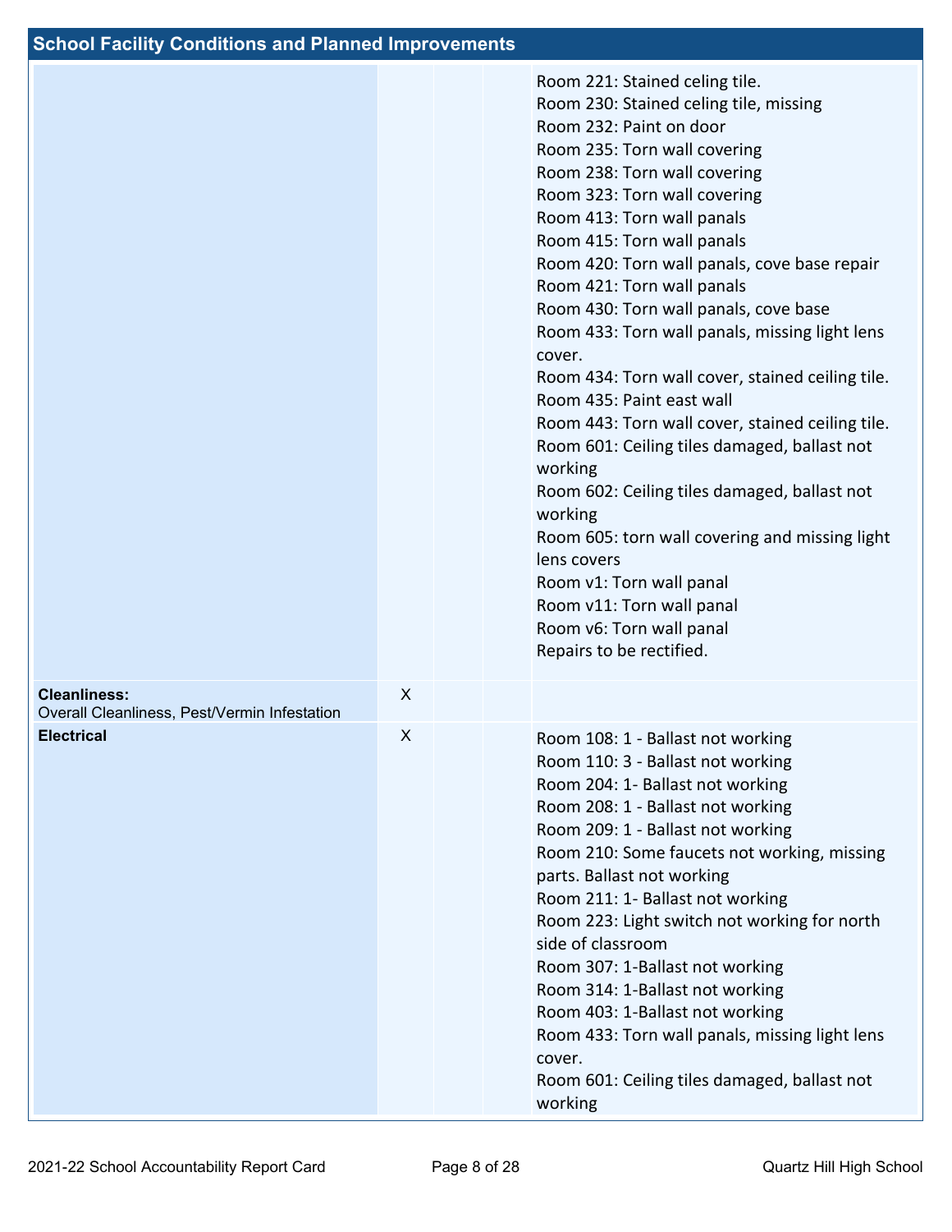## School Facility Conditions and Planned Improvements

| | | | | |
|---|---|---|---|---|
| | | | | Room 221: Stained celing tile.<br>Room 230: Stained celing tile, missing<br>Room 232: Paint on door<br>Room 235: Torn wall covering<br>Room 238: Torn wall covering<br>Room 323: Torn wall covering<br>Room 413: Torn wall panals<br>Room 415: Torn wall panals<br>Room 420: Torn wall panals, cove base repair<br>Room 421: Torn wall panals<br>Room 430: Torn wall panals, cove base<br>Room 433: Torn wall panals, missing light lens cover.<br>Room 434: Torn wall cover, stained ceiling tile.<br>Room 435: Paint east wall<br>Room 443: Torn wall cover, stained ceiling tile.<br>Room 601: Ceiling tiles damaged, ballast not working<br>Room 602: Ceiling tiles damaged, ballast not working<br>Room 605: torn wall covering and missing light lens covers<br>Room v1: Torn wall panal<br>Room v11: Torn wall panal<br>Room v6: Torn wall panal<br>Repairs to be rectified. |
| **Cleanliness:**<br>Overall Cleanliness, Pest/Vermin Infestation | X | | | |
| **Electrical** | X | | | Room 108: 1 - Ballast not working<br>Room 110: 3 - Ballast not working<br>Room 204: 1- Ballast not working<br>Room 208: 1 - Ballast not working<br>Room 209: 1 - Ballast not working<br>Room 210: Some faucets not working, missing parts. Ballast not working<br>Room 211: 1- Ballast not working<br>Room 223: Light switch not working for north side of classroom<br>Room 307: 1-Ballast not working<br>Room 314: 1-Ballast not working<br>Room 403: 1-Ballast not working<br>Room 433: Torn wall panals, missing light lens cover.<br>Room 601: Ceiling tiles damaged, ballast not working |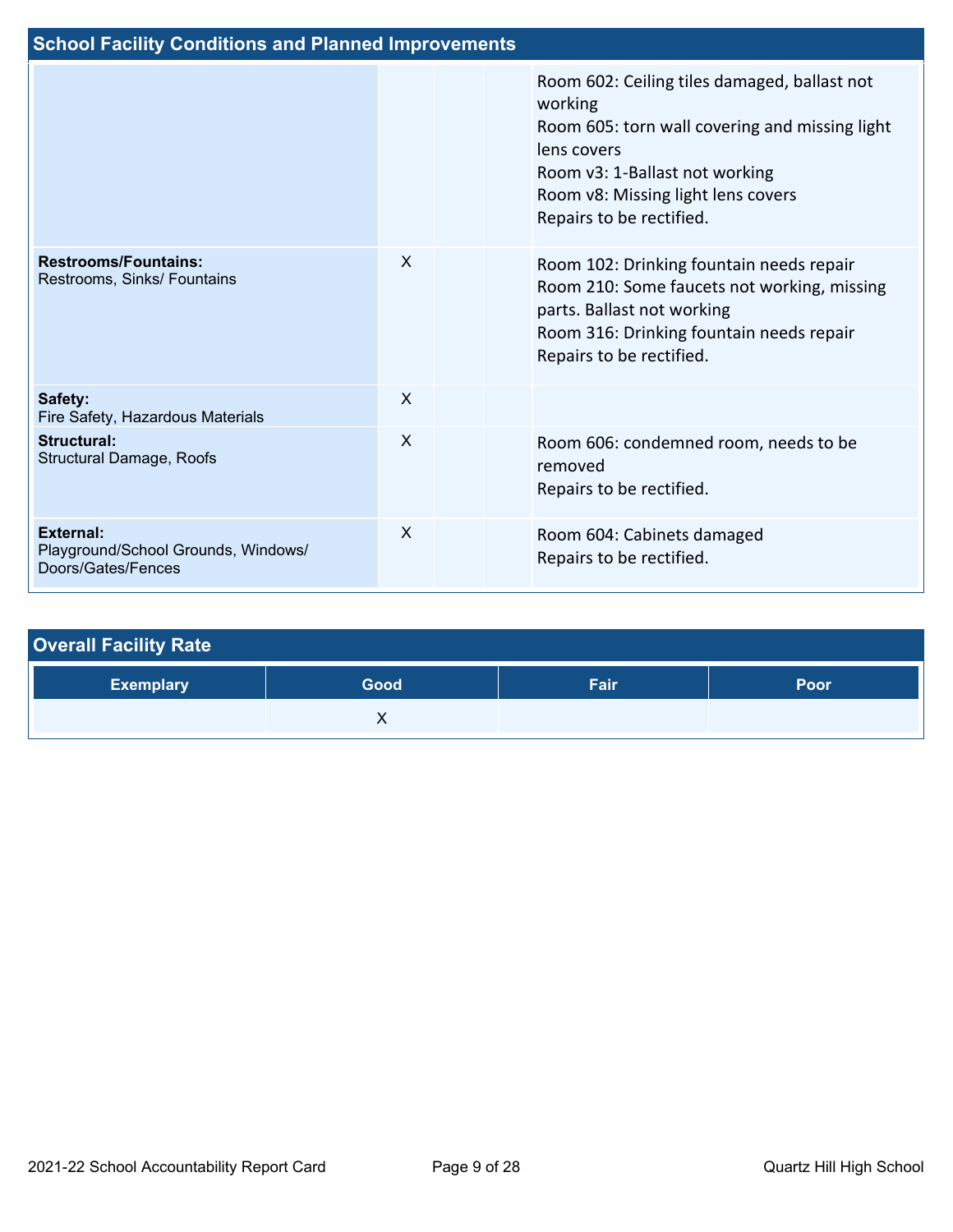## School Facility Conditions and Planned Improvements

| | | | | |
|---|---|---|---|---|
| | | | | Room 602: Ceiling tiles damaged, ballast not working<br>Room 605: torn wall covering and missing light lens covers<br>Room v3: 1-Ballast not working<br>Room v8: Missing light lens covers<br>Repairs to be rectified. |
| **Restrooms/Fountains:**<br>Restrooms, Sinks/ Fountains | X | | | Room 102: Drinking fountain needs repair<br>Room 210: Some faucets not working, missing parts. Ballast not working<br>Room 316: Drinking fountain needs repair<br>Repairs to be rectified. |
| **Safety:**<br>Fire Safety, Hazardous Materials | X | | | |
| **Structural:**<br>Structural Damage, Roofs | X | | | Room 606: condemned room, needs to be removed<br>Repairs to be rectified. |
| **External:**<br>Playground/School Grounds, Windows/ Doors/Gates/Fences | X | | | Room 604: Cabinets damaged<br>Repairs to be rectified. |

## Overall Facility Rate

| Exemplary | Good | Fair | Poor |
|---|---|---|---|
| | X | | |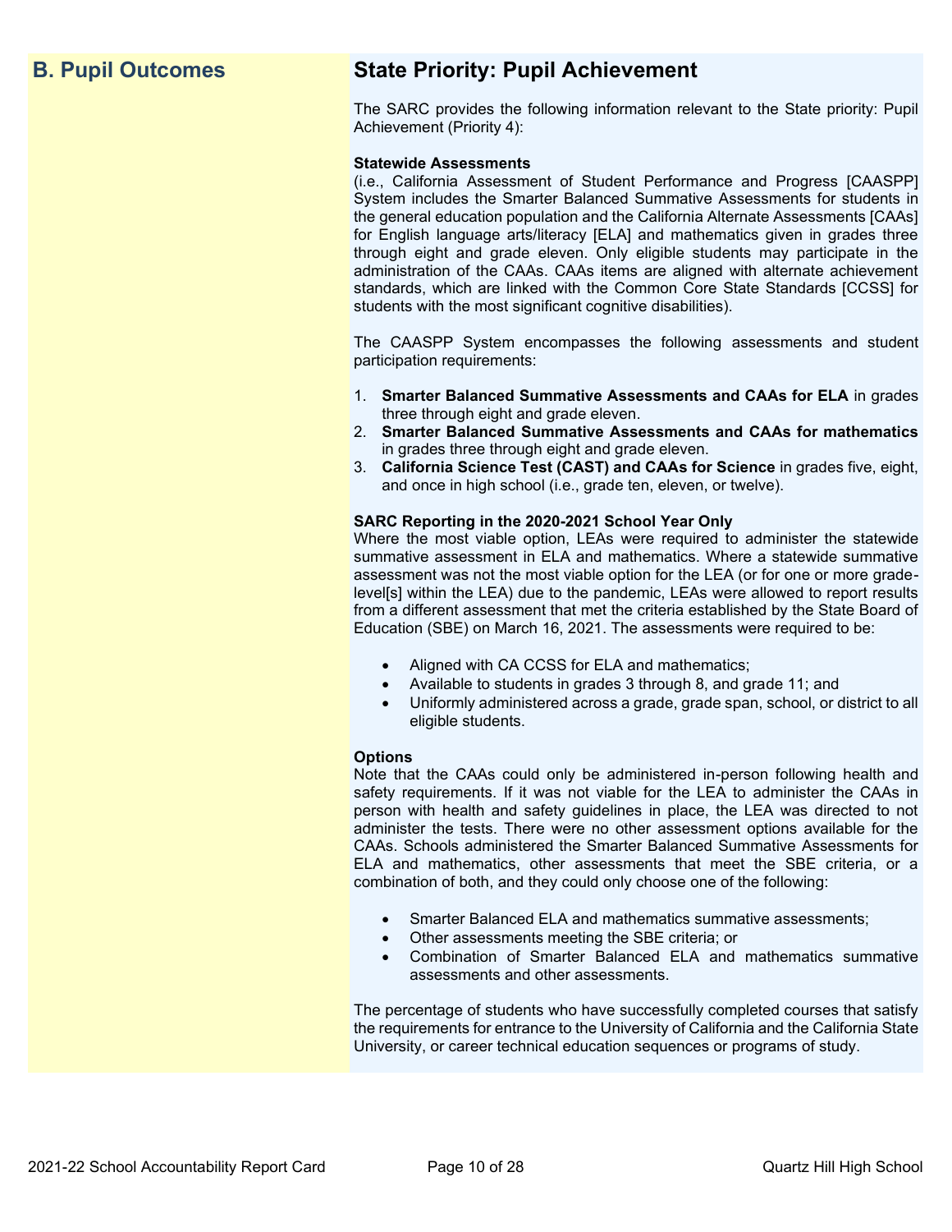## B. Pupil Outcomes

## State Priority: Pupil Achievement

The SARC provides the following information relevant to the State priority: Pupil Achievement (Priority 4):

**Statewide Assessments**
(i.e., California Assessment of Student Performance and Progress [CAASPP] System includes the Smarter Balanced Summative Assessments for students in the general education population and the California Alternate Assessments [CAAs] for English language arts/literacy [ELA] and mathematics given in grades three through eight and grade eleven. Only eligible students may participate in the administration of the CAAs. CAAs items are aligned with alternate achievement standards, which are linked with the Common Core State Standards [CCSS] for students with the most significant cognitive disabilities).

The CAASPP System encompasses the following assessments and student participation requirements:

1. **Smarter Balanced Summative Assessments and CAAs for ELA** in grades three through eight and grade eleven.
2. **Smarter Balanced Summative Assessments and CAAs for mathematics** in grades three through eight and grade eleven.
3. **California Science Test (CAST) and CAAs for Science** in grades five, eight, and once in high school (i.e., grade ten, eleven, or twelve).

**SARC Reporting in the 2020-2021 School Year Only**
Where the most viable option, LEAs were required to administer the statewide summative assessment in ELA and mathematics. Where a statewide summative assessment was not the most viable option for the LEA (or for one or more grade-level[s] within the LEA) due to the pandemic, LEAs were allowed to report results from a different assessment that met the criteria established by the State Board of Education (SBE) on March 16, 2021. The assessments were required to be:

- Aligned with CA CCSS for ELA and mathematics;
- Available to students in grades 3 through 8, and grade 11; and
- Uniformly administered across a grade, grade span, school, or district to all eligible students.

**Options**
Note that the CAAs could only be administered in-person following health and safety requirements. If it was not viable for the LEA to administer the CAAs in person with health and safety guidelines in place, the LEA was directed to not administer the tests. There were no other assessment options available for the CAAs. Schools administered the Smarter Balanced Summative Assessments for ELA and mathematics, other assessments that meet the SBE criteria, or a combination of both, and they could only choose one of the following:

- Smarter Balanced ELA and mathematics summative assessments;
- Other assessments meeting the SBE criteria; or
- Combination of Smarter Balanced ELA and mathematics summative assessments and other assessments.

The percentage of students who have successfully completed courses that satisfy the requirements for entrance to the University of California and the California State University, or career technical education sequences or programs of study.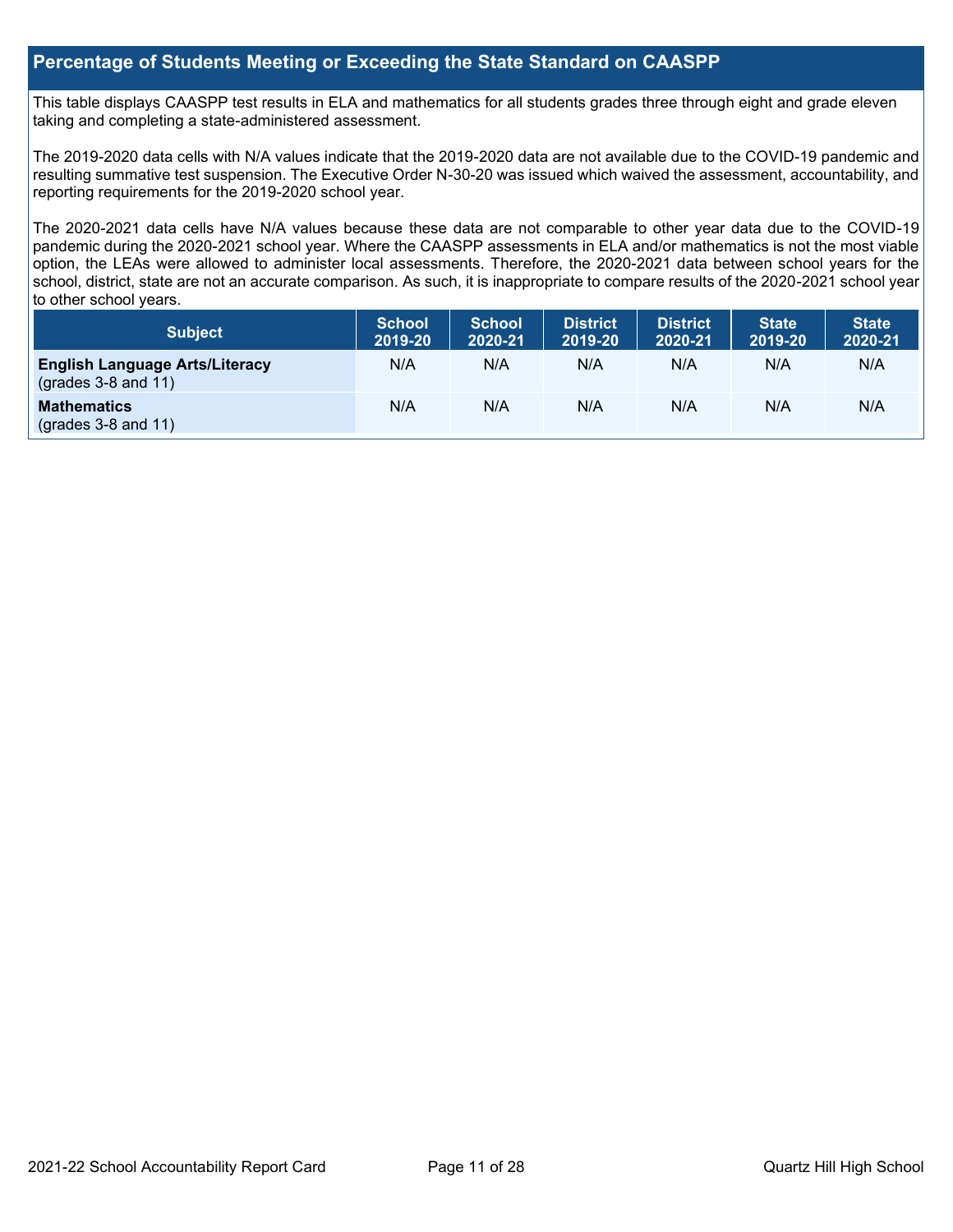## Percentage of Students Meeting or Exceeding the State Standard on CAASPP

This table displays CAASPP test results in ELA and mathematics for all students grades three through eight and grade eleven taking and completing a state-administered assessment.

The 2019-2020 data cells with N/A values indicate that the 2019-2020 data are not available due to the COVID-19 pandemic and resulting summative test suspension. The Executive Order N-30-20 was issued which waived the assessment, accountability, and reporting requirements for the 2019-2020 school year.

The 2020-2021 data cells have N/A values because these data are not comparable to other year data due to the COVID-19 pandemic during the 2020-2021 school year. Where the CAASPP assessments in ELA and/or mathematics is not the most viable option, the LEAs were allowed to administer local assessments. Therefore, the 2020-2021 data between school years for the school, district, state are not an accurate comparison. As such, it is inappropriate to compare results of the 2020-2021 school year to other school years.

| Subject | School 2019-20 | School 2020-21 | District 2019-20 | District 2020-21 | State 2019-20 | State 2020-21 |
|---|---|---|---|---|---|---|
| **English Language Arts/Literacy** (grades 3-8 and 11) | N/A | N/A | N/A | N/A | N/A | N/A |
| **Mathematics** (grades 3-8 and 11) | N/A | N/A | N/A | N/A | N/A | N/A |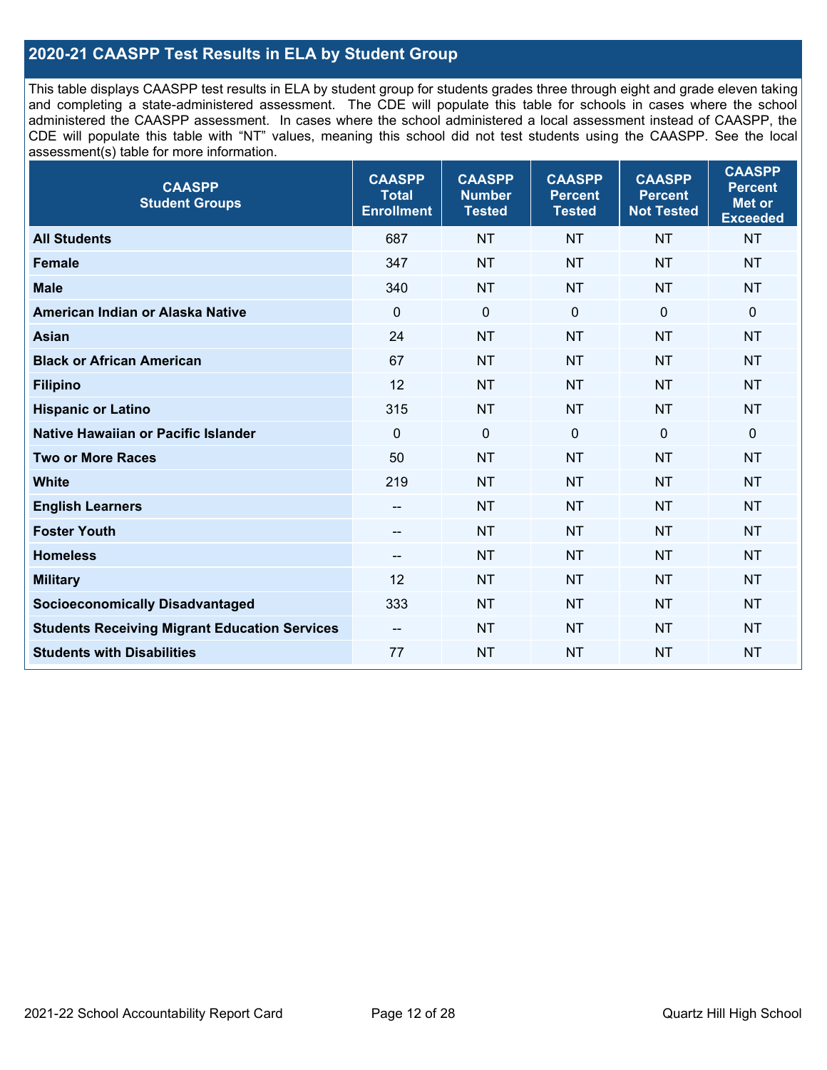## 2020-21 CAASPP Test Results in ELA by Student Group

This table displays CAASPP test results in ELA by student group for students grades three through eight and grade eleven taking and completing a state-administered assessment. The CDE will populate this table for schools in cases where the school administered the CAASPP assessment. In cases where the school administered a local assessment instead of CAASPP, the CDE will populate this table with "NT" values, meaning this school did not test students using the CAASPP. See the local assessment(s) table for more information.

| CAASPP Student Groups | CAASPP Total Enrollment | CAASPP Number Tested | CAASPP Percent Tested | CAASPP Percent Not Tested | CAASPP Percent Met or Exceeded |
|---|---|---|---|---|---|
| **All Students** | 687 | NT | NT | NT | NT |
| **Female** | 347 | NT | NT | NT | NT |
| **Male** | 340 | NT | NT | NT | NT |
| **American Indian or Alaska Native** | 0 | 0 | 0 | 0 | 0 |
| **Asian** | 24 | NT | NT | NT | NT |
| **Black or African American** | 67 | NT | NT | NT | NT |
| **Filipino** | 12 | NT | NT | NT | NT |
| **Hispanic or Latino** | 315 | NT | NT | NT | NT |
| **Native Hawaiian or Pacific Islander** | 0 | 0 | 0 | 0 | 0 |
| **Two or More Races** | 50 | NT | NT | NT | NT |
| **White** | 219 | NT | NT | NT | NT |
| **English Learners** | -- | NT | NT | NT | NT |
| **Foster Youth** | -- | NT | NT | NT | NT |
| **Homeless** | -- | NT | NT | NT | NT |
| **Military** | 12 | NT | NT | NT | NT |
| **Socioeconomically Disadvantaged** | 333 | NT | NT | NT | NT |
| **Students Receiving Migrant Education Services** | -- | NT | NT | NT | NT |
| **Students with Disabilities** | 77 | NT | NT | NT | NT |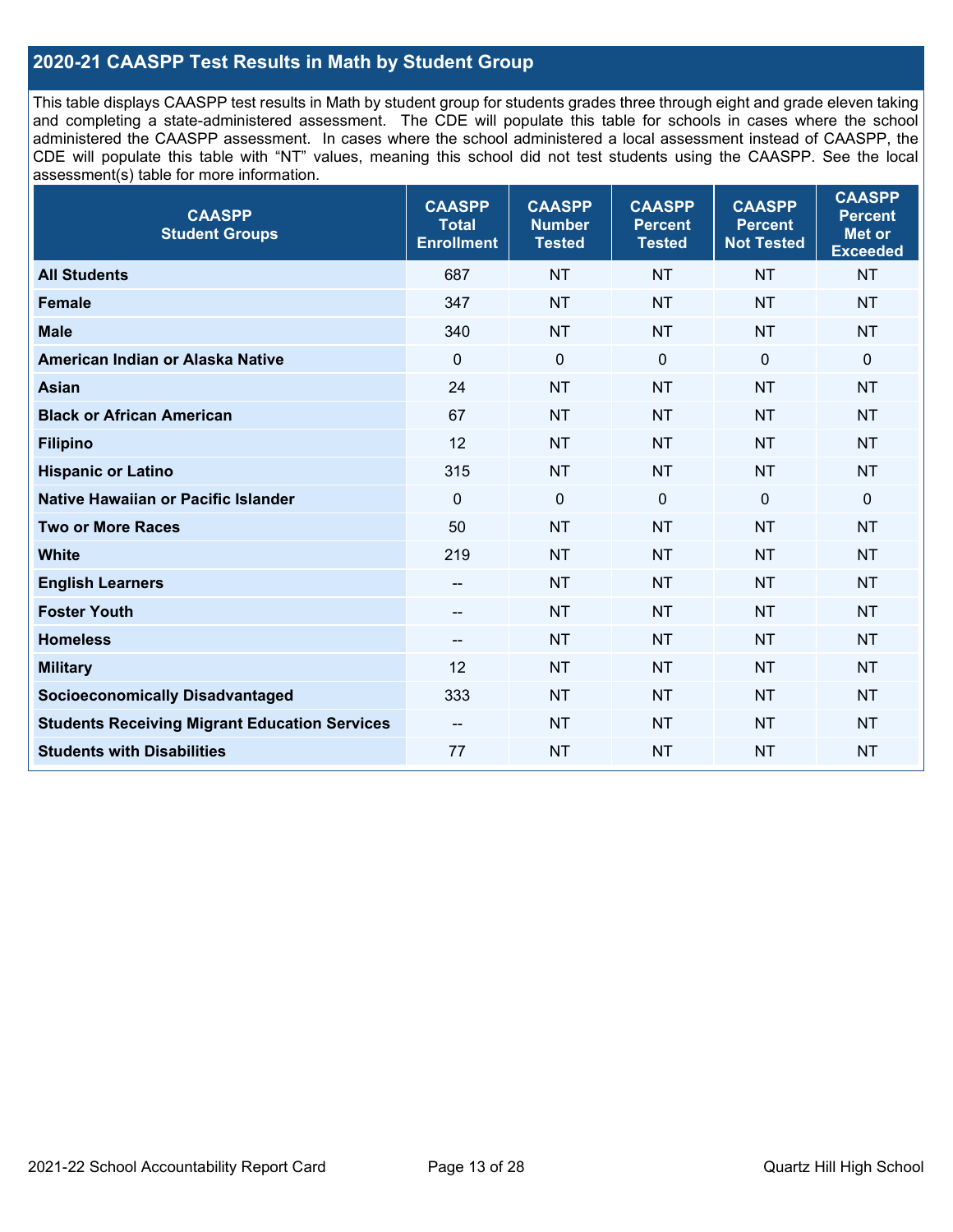## 2020-21 CAASPP Test Results in Math by Student Group

This table displays CAASPP test results in Math by student group for students grades three through eight and grade eleven taking and completing a state-administered assessment. The CDE will populate this table for schools in cases where the school administered the CAASPP assessment. In cases where the school administered a local assessment instead of CAASPP, the CDE will populate this table with "NT" values, meaning this school did not test students using the CAASPP. See the local assessment(s) table for more information.

| CAASPP Student Groups | CAASPP Total Enrollment | CAASPP Number Tested | CAASPP Percent Tested | CAASPP Percent Not Tested | CAASPP Percent Met or Exceeded |
|---|---|---|---|---|---|
| **All Students** | 687 | NT | NT | NT | NT |
| **Female** | 347 | NT | NT | NT | NT |
| **Male** | 340 | NT | NT | NT | NT |
| **American Indian or Alaska Native** | 0 | 0 | 0 | 0 | 0 |
| **Asian** | 24 | NT | NT | NT | NT |
| **Black or African American** | 67 | NT | NT | NT | NT |
| **Filipino** | 12 | NT | NT | NT | NT |
| **Hispanic or Latino** | 315 | NT | NT | NT | NT |
| **Native Hawaiian or Pacific Islander** | 0 | 0 | 0 | 0 | 0 |
| **Two or More Races** | 50 | NT | NT | NT | NT |
| **White** | 219 | NT | NT | NT | NT |
| **English Learners** | -- | NT | NT | NT | NT |
| **Foster Youth** | -- | NT | NT | NT | NT |
| **Homeless** | -- | NT | NT | NT | NT |
| **Military** | 12 | NT | NT | NT | NT |
| **Socioeconomically Disadvantaged** | 333 | NT | NT | NT | NT |
| **Students Receiving Migrant Education Services** | -- | NT | NT | NT | NT |
| **Students with Disabilities** | 77 | NT | NT | NT | NT |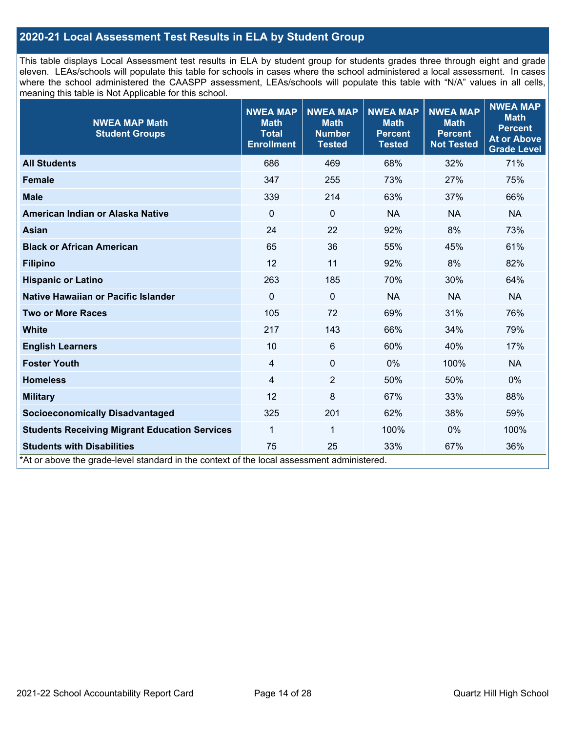## 2020-21 Local Assessment Test Results in ELA by Student Group

This table displays Local Assessment test results in ELA by student group for students grades three through eight and grade eleven. LEAs/schools will populate this table for schools in cases where the school administered a local assessment. In cases where the school administered the CAASPP assessment, LEAs/schools will populate this table with "N/A" values in all cells, meaning this table is Not Applicable for this school.

| NWEA MAP Math Student Groups | NWEA MAP Math Total Enrollment | NWEA MAP Math Number Tested | NWEA MAP Math Percent Tested | NWEA MAP Math Percent Not Tested | NWEA MAP Math Percent At or Above Grade Level |
|---|---|---|---|---|---|
| **All Students** | 686 | 469 | 68% | 32% | 71% |
| **Female** | 347 | 255 | 73% | 27% | 75% |
| **Male** | 339 | 214 | 63% | 37% | 66% |
| **American Indian or Alaska Native** | 0 | 0 | NA | NA | NA |
| **Asian** | 24 | 22 | 92% | 8% | 73% |
| **Black or African American** | 65 | 36 | 55% | 45% | 61% |
| **Filipino** | 12 | 11 | 92% | 8% | 82% |
| **Hispanic or Latino** | 263 | 185 | 70% | 30% | 64% |
| **Native Hawaiian or Pacific Islander** | 0 | 0 | NA | NA | NA |
| **Two or More Races** | 105 | 72 | 69% | 31% | 76% |
| **White** | 217 | 143 | 66% | 34% | 79% |
| **English Learners** | 10 | 6 | 60% | 40% | 17% |
| **Foster Youth** | 4 | 0 | 0% | 100% | NA |
| **Homeless** | 4 | 2 | 50% | 50% | 0% |
| **Military** | 12 | 8 | 67% | 33% | 88% |
| **Socioeconomically Disadvantaged** | 325 | 201 | 62% | 38% | 59% |
| **Students Receiving Migrant Education Services** | 1 | 1 | 100% | 0% | 100% |
| **Students with Disabilities** | 75 | 25 | 33% | 67% | 36% |

*At or above the grade-level standard in the context of the local assessment administered.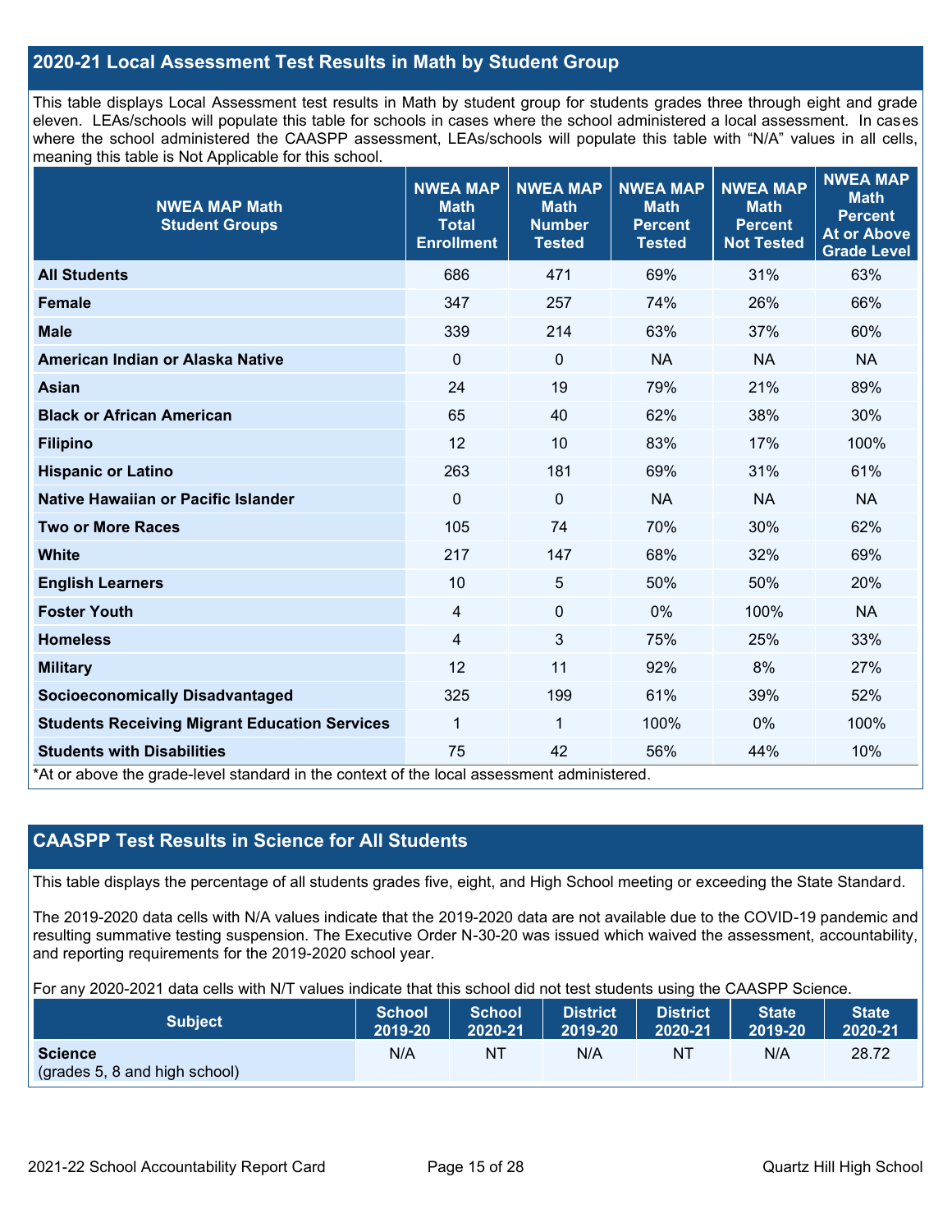## 2020-21 Local Assessment Test Results in Math by Student Group

This table displays Local Assessment test results in Math by student group for students grades three through eight and grade eleven. LEAs/schools will populate this table for schools in cases where the school administered a local assessment. In cases where the school administered the CAASPP assessment, LEAs/schools will populate this table with "N/A" values in all cells, meaning this table is Not Applicable for this school.

| NWEA MAP Math Student Groups | NWEA MAP Math Total Enrollment | NWEA MAP Math Number Tested | NWEA MAP Math Percent Tested | NWEA MAP Math Percent Not Tested | NWEA MAP Math Percent At or Above Grade Level |
|---|---|---|---|---|---|
| **All Students** | 686 | 471 | 69% | 31% | 63% |
| **Female** | 347 | 257 | 74% | 26% | 66% |
| **Male** | 339 | 214 | 63% | 37% | 60% |
| **American Indian or Alaska Native** | 0 | 0 | NA | NA | NA |
| **Asian** | 24 | 19 | 79% | 21% | 89% |
| **Black or African American** | 65 | 40 | 62% | 38% | 30% |
| **Filipino** | 12 | 10 | 83% | 17% | 100% |
| **Hispanic or Latino** | 263 | 181 | 69% | 31% | 61% |
| **Native Hawaiian or Pacific Islander** | 0 | 0 | NA | NA | NA |
| **Two or More Races** | 105 | 74 | 70% | 30% | 62% |
| **White** | 217 | 147 | 68% | 32% | 69% |
| **English Learners** | 10 | 5 | 50% | 50% | 20% |
| **Foster Youth** | 4 | 0 | 0% | 100% | NA |
| **Homeless** | 4 | 3 | 75% | 25% | 33% |
| **Military** | 12 | 11 | 92% | 8% | 27% |
| **Socioeconomically Disadvantaged** | 325 | 199 | 61% | 39% | 52% |
| **Students Receiving Migrant Education Services** | 1 | 1 | 100% | 0% | 100% |
| **Students with Disabilities** | 75 | 42 | 56% | 44% | 10% |

*At or above the grade-level standard in the context of the local assessment administered.

## CAASPP Test Results in Science for All Students

This table displays the percentage of all students grades five, eight, and High School meeting or exceeding the State Standard.

The 2019-2020 data cells with N/A values indicate that the 2019-2020 data are not available due to the COVID-19 pandemic and resulting summative testing suspension. The Executive Order N-30-20 was issued which waived the assessment, accountability, and reporting requirements for the 2019-2020 school year.

For any 2020-2021 data cells with N/T values indicate that this school did not test students using the CAASPP Science.

| Subject | School 2019-20 | School 2020-21 | District 2019-20 | District 2020-21 | State 2019-20 | State 2020-21 |
|---|---|---|---|---|---|---|
| **Science** (grades 5, 8 and high school) | N/A | NT | N/A | NT | N/A | 28.72 |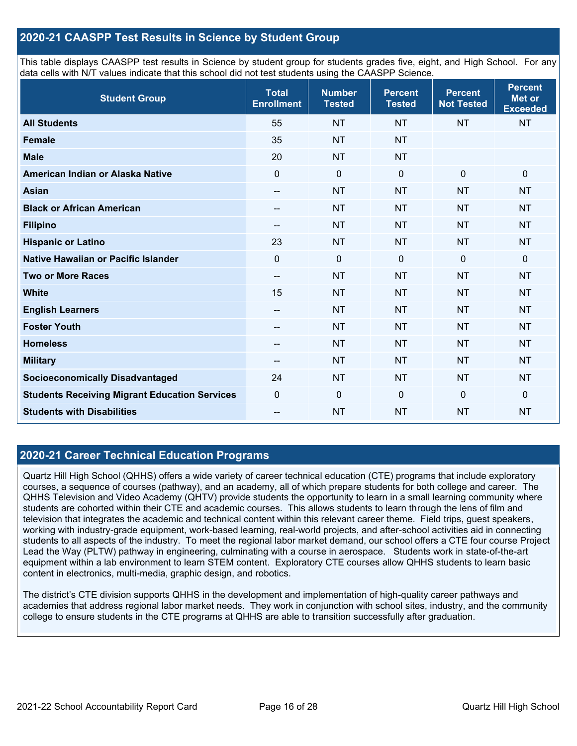## 2020-21 CAASPP Test Results in Science by Student Group

This table displays CAASPP test results in Science by student group for students grades five, eight, and High School. For any data cells with N/T values indicate that this school did not test students using the CAASPP Science.

| Student Group | Total Enrollment | Number Tested | Percent Tested | Percent Not Tested | Percent Met or Exceeded |
|---|---|---|---|---|---|
| **All Students** | 55 | NT | NT | NT | NT |
| **Female** | 35 | NT | NT | | |
| **Male** | 20 | NT | NT | | |
| **American Indian or Alaska Native** | 0 | 0 | 0 | 0 | 0 |
| **Asian** | -- | NT | NT | NT | NT |
| **Black or African American** | -- | NT | NT | NT | NT |
| **Filipino** | -- | NT | NT | NT | NT |
| **Hispanic or Latino** | 23 | NT | NT | NT | NT |
| **Native Hawaiian or Pacific Islander** | 0 | 0 | 0 | 0 | 0 |
| **Two or More Races** | -- | NT | NT | NT | NT |
| **White** | 15 | NT | NT | NT | NT |
| **English Learners** | -- | NT | NT | NT | NT |
| **Foster Youth** | -- | NT | NT | NT | NT |
| **Homeless** | -- | NT | NT | NT | NT |
| **Military** | -- | NT | NT | NT | NT |
| **Socioeconomically Disadvantaged** | 24 | NT | NT | NT | NT |
| **Students Receiving Migrant Education Services** | 0 | 0 | 0 | 0 | 0 |
| **Students with Disabilities** | -- | NT | NT | NT | NT |

## 2020-21 Career Technical Education Programs

Quartz Hill High School (QHHS) offers a wide variety of career technical education (CTE) programs that include exploratory courses, a sequence of courses (pathway), and an academy, all of which prepare students for both college and career. The QHHS Television and Video Academy (QHTV) provide students the opportunity to learn in a small learning community where students are cohorted within their CTE and academic courses. This allows students to learn through the lens of film and television that integrates the academic and technical content within this relevant career theme. Field trips, guest speakers, working with industry-grade equipment, work-based learning, real-world projects, and after-school activities aid in connecting students to all aspects of the industry. To meet the regional labor market demand, our school offers a CTE four course Project Lead the Way (PLTW) pathway in engineering, culminating with a course in aerospace. Students work in state-of-the-art equipment within a lab environment to learn STEM content. Exploratory CTE courses allow QHHS students to learn basic content in electronics, multi-media, graphic design, and robotics.

The district's CTE division supports QHHS in the development and implementation of high-quality career pathways and academies that address regional labor market needs. They work in conjunction with school sites, industry, and the community college to ensure students in the CTE programs at QHHS are able to transition successfully after graduation.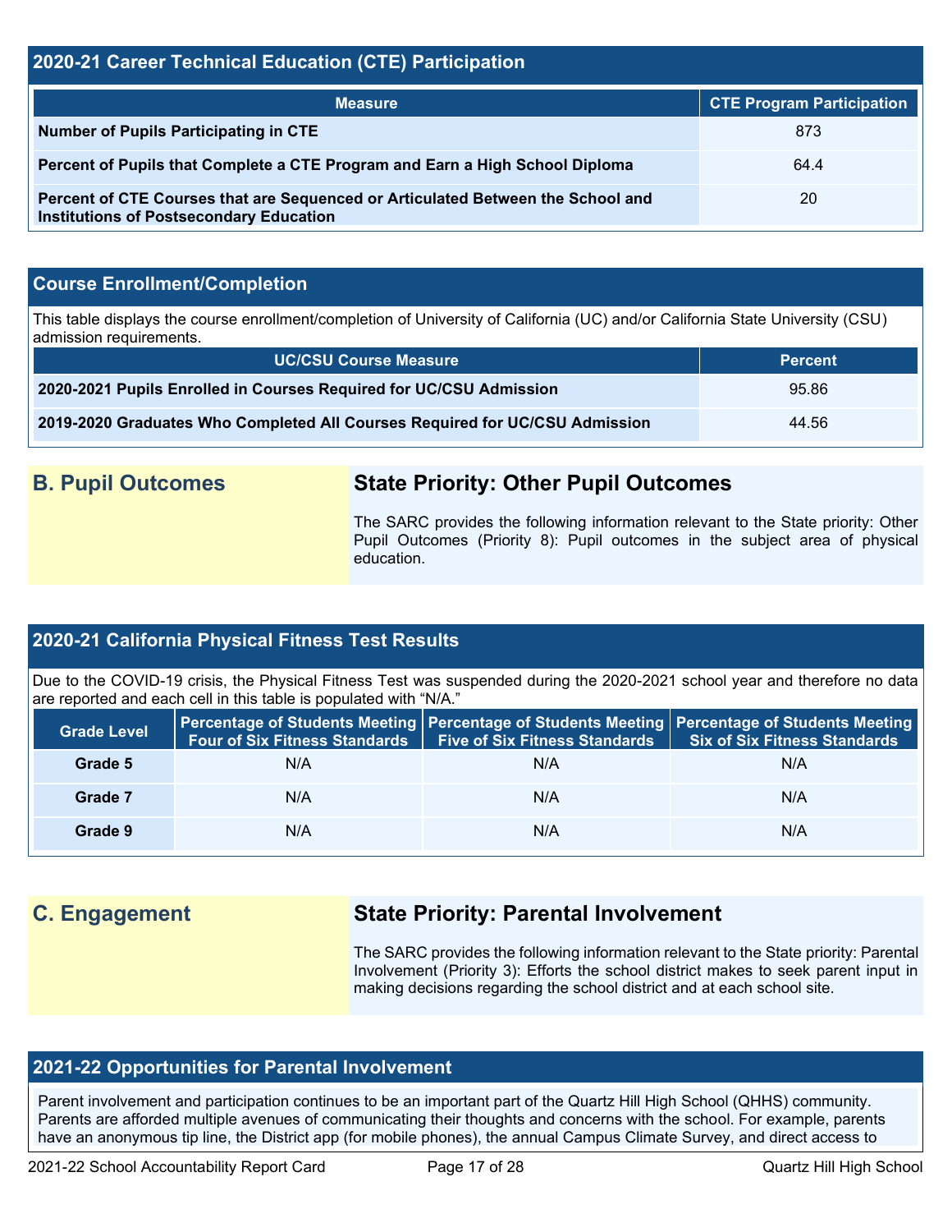## 2020-21 Career Technical Education (CTE) Participation

| Measure | CTE Program Participation |
| --- | --- |
| **Number of Pupils Participating in CTE** | 873 |
| **Percent of Pupils that Complete a CTE Program and Earn a High School Diploma** | 64.4 |
| **Percent of CTE Courses that are Sequenced or Articulated Between the School and Institutions of Postsecondary Education** | 20 |

## Course Enrollment/Completion

This table displays the course enrollment/completion of University of California (UC) and/or California State University (CSU) admission requirements.

| UC/CSU Course Measure | Percent |
| --- | --- |
| **2020-2021 Pupils Enrolled in Courses Required for UC/CSU Admission** | 95.86 |
| **2019-2020 Graduates Who Completed All Courses Required for UC/CSU Admission** | 44.56 |

## B. Pupil Outcomes

### State Priority: Other Pupil Outcomes

The SARC provides the following information relevant to the State priority: Other Pupil Outcomes (Priority 8): Pupil outcomes in the subject area of physical education.

## 2020-21 California Physical Fitness Test Results

Due to the COVID-19 crisis, the Physical Fitness Test was suspended during the 2020-2021 school year and therefore no data are reported and each cell in this table is populated with "N/A."

| Grade Level | Percentage of Students Meeting Four of Six Fitness Standards | Percentage of Students Meeting Five of Six Fitness Standards | Percentage of Students Meeting Six of Six Fitness Standards |
| --- | --- | --- | --- |
| **Grade 5** | N/A | N/A | N/A |
| **Grade 7** | N/A | N/A | N/A |
| **Grade 9** | N/A | N/A | N/A |

## C. Engagement

### State Priority: Parental Involvement

The SARC provides the following information relevant to the State priority: Parental Involvement (Priority 3): Efforts the school district makes to seek parent input in making decisions regarding the school district and at each school site.

## 2021-22 Opportunities for Parental Involvement

Parent involvement and participation continues to be an important part of the Quartz Hill High School (QHHS) community. Parents are afforded multiple avenues of communicating their thoughts and concerns with the school. For example, parents have an anonymous tip line, the District app (for mobile phones), the annual Campus Climate Survey, and direct access to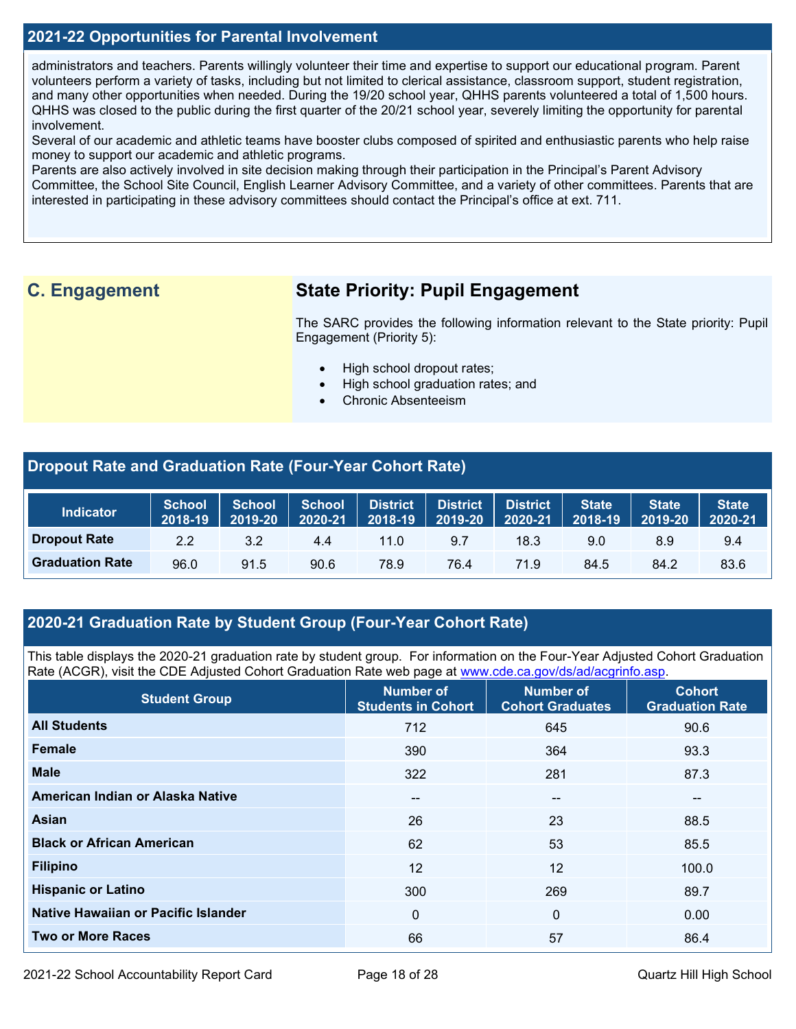## 2021-22 Opportunities for Parental Involvement

administrators and teachers. Parents willingly volunteer their time and expertise to support our educational program. Parent volunteers perform a variety of tasks, including but not limited to clerical assistance, classroom support, student registration, and many other opportunities when needed. During the 19/20 school year, QHHS parents volunteered a total of 1,500 hours. QHHS was closed to the public during the first quarter of the 20/21 school year, severely limiting the opportunity for parental involvement.
Several of our academic and athletic teams have booster clubs composed of spirited and enthusiastic parents who help raise money to support our academic and athletic programs.
Parents are also actively involved in site decision making through their participation in the Principal's Parent Advisory Committee, the School Site Council, English Learner Advisory Committee, and a variety of other committees. Parents that are interested in participating in these advisory committees should contact the Principal's office at ext. 711.

## C. Engagement

### State Priority: Pupil Engagement

The SARC provides the following information relevant to the State priority: Pupil Engagement (Priority 5):

- High school dropout rates;
- High school graduation rates; and
- Chronic Absenteeism

## Dropout Rate and Graduation Rate (Four-Year Cohort Rate)

| Indicator | School 2018-19 | School 2019-20 | School 2020-21 | District 2018-19 | District 2019-20 | District 2020-21 | State 2018-19 | State 2019-20 | State 2020-21 |
|---|---|---|---|---|---|---|---|---|---|
| Dropout Rate | 2.2 | 3.2 | 4.4 | 11.0 | 9.7 | 18.3 | 9.0 | 8.9 | 9.4 |
| Graduation Rate | 96.0 | 91.5 | 90.6 | 78.9 | 76.4 | 71.9 | 84.5 | 84.2 | 83.6 |

## 2020-21 Graduation Rate by Student Group (Four-Year Cohort Rate)

This table displays the 2020-21 graduation rate by student group. For information on the Four-Year Adjusted Cohort Graduation Rate (ACGR), visit the CDE Adjusted Cohort Graduation Rate web page at www.cde.ca.gov/ds/ad/acgrinfo.asp.

| Student Group | Number of Students in Cohort | Number of Cohort Graduates | Cohort Graduation Rate |
|---|---|---|---|
| All Students | 712 | 645 | 90.6 |
| Female | 390 | 364 | 93.3 |
| Male | 322 | 281 | 87.3 |
| American Indian or Alaska Native | -- | -- | -- |
| Asian | 26 | 23 | 88.5 |
| Black or African American | 62 | 53 | 85.5 |
| Filipino | 12 | 12 | 100.0 |
| Hispanic or Latino | 300 | 269 | 89.7 |
| Native Hawaiian or Pacific Islander | 0 | 0 | 0.00 |
| Two or More Races | 66 | 57 | 86.4 |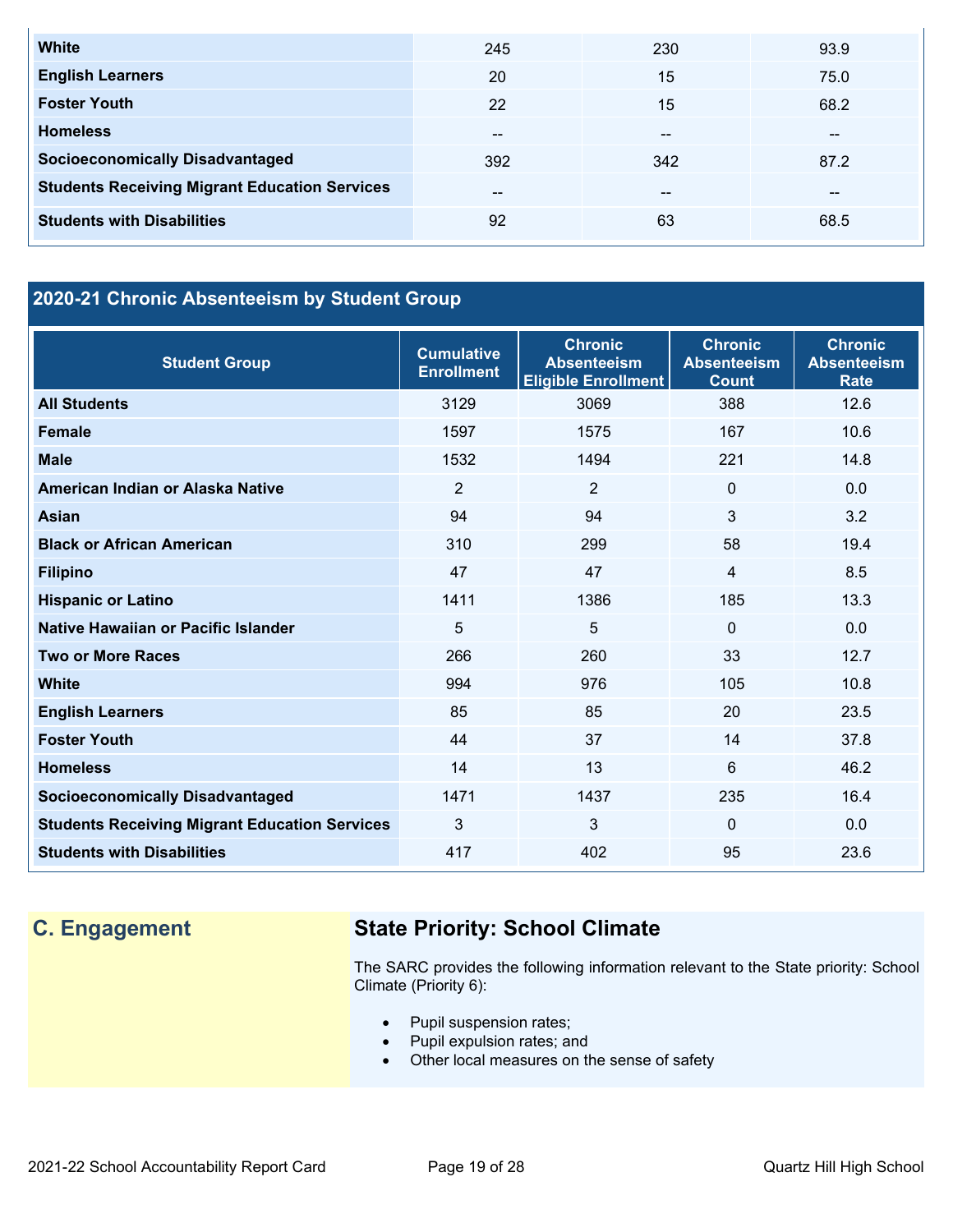| | | | |
|---|---|---|---|
| **White** | 245 | 230 | 93.9 |
| **English Learners** | 20 | 15 | 75.0 |
| **Foster Youth** | 22 | 15 | 68.2 |
| **Homeless** | -- | -- | -- |
| **Socioeconomically Disadvantaged** | 392 | 342 | 87.2 |
| **Students Receiving Migrant Education Services** | -- | -- | -- |
| **Students with Disabilities** | 92 | 63 | 68.5 |

## 2020-21 Chronic Absenteeism by Student Group

| Student Group | Cumulative Enrollment | Chronic Absenteeism Eligible Enrollment | Chronic Absenteeism Count | Chronic Absenteeism Rate |
|---|---|---|---|---|
| **All Students** | 3129 | 3069 | 388 | 12.6 |
| **Female** | 1597 | 1575 | 167 | 10.6 |
| **Male** | 1532 | 1494 | 221 | 14.8 |
| **American Indian or Alaska Native** | 2 | 2 | 0 | 0.0 |
| **Asian** | 94 | 94 | 3 | 3.2 |
| **Black or African American** | 310 | 299 | 58 | 19.4 |
| **Filipino** | 47 | 47 | 4 | 8.5 |
| **Hispanic or Latino** | 1411 | 1386 | 185 | 13.3 |
| **Native Hawaiian or Pacific Islander** | 5 | 5 | 0 | 0.0 |
| **Two or More Races** | 266 | 260 | 33 | 12.7 |
| **White** | 994 | 976 | 105 | 10.8 |
| **English Learners** | 85 | 85 | 20 | 23.5 |
| **Foster Youth** | 44 | 37 | 14 | 37.8 |
| **Homeless** | 14 | 13 | 6 | 46.2 |
| **Socioeconomically Disadvantaged** | 1471 | 1437 | 235 | 16.4 |
| **Students Receiving Migrant Education Services** | 3 | 3 | 0 | 0.0 |
| **Students with Disabilities** | 417 | 402 | 95 | 23.6 |

## C. Engagement

### State Priority: School Climate

The SARC provides the following information relevant to the State priority: School Climate (Priority 6):

- Pupil suspension rates;
- Pupil expulsion rates; and
- Other local measures on the sense of safety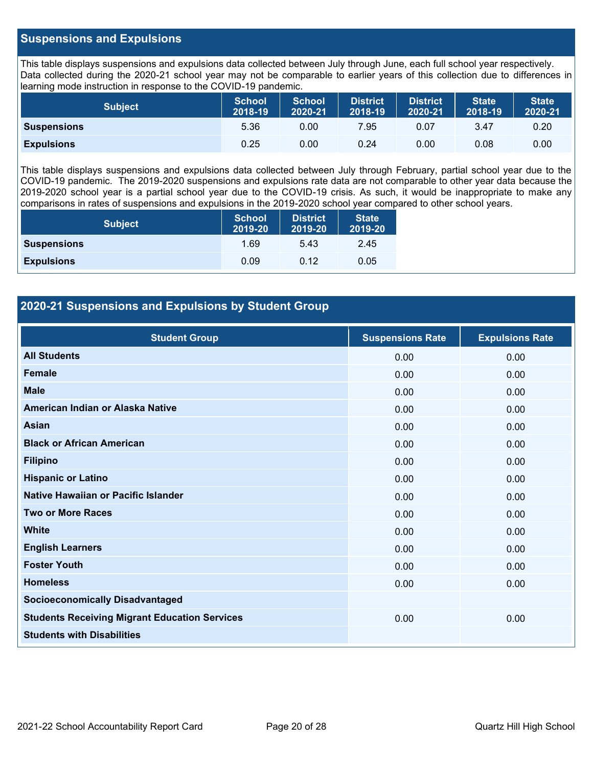## Suspensions and Expulsions

This table displays suspensions and expulsions data collected between July through June, each full school year respectively. Data collected during the 2020-21 school year may not be comparable to earlier years of this collection due to differences in learning mode instruction in response to the COVID-19 pandemic.

| Subject | School 2018-19 | School 2020-21 | District 2018-19 | District 2020-21 | State 2018-19 | State 2020-21 |
|---|---|---|---|---|---|---|
| **Suspensions** | 5.36 | 0.00 | 7.95 | 0.07 | 3.47 | 0.20 |
| **Expulsions** | 0.25 | 0.00 | 0.24 | 0.00 | 0.08 | 0.00 |

This table displays suspensions and expulsions data collected between July through February, partial school year due to the COVID-19 pandemic. The 2019-2020 suspensions and expulsions rate data are not comparable to other year data because the 2019-2020 school year is a partial school year due to the COVID-19 crisis. As such, it would be inappropriate to make any comparisons in rates of suspensions and expulsions in the 2019-2020 school year compared to other school years.

| Subject | School 2019-20 | District 2019-20 | State 2019-20 |
|---|---|---|---|
| **Suspensions** | 1.69 | 5.43 | 2.45 |
| **Expulsions** | 0.09 | 0.12 | 0.05 |

## 2020-21 Suspensions and Expulsions by Student Group

| Student Group | Suspensions Rate | Expulsions Rate |
|---|---|---|
| **All Students** | 0.00 | 0.00 |
| **Female** | 0.00 | 0.00 |
| **Male** | 0.00 | 0.00 |
| **American Indian or Alaska Native** | 0.00 | 0.00 |
| **Asian** | 0.00 | 0.00 |
| **Black or African American** | 0.00 | 0.00 |
| **Filipino** | 0.00 | 0.00 |
| **Hispanic or Latino** | 0.00 | 0.00 |
| **Native Hawaiian or Pacific Islander** | 0.00 | 0.00 |
| **Two or More Races** | 0.00 | 0.00 |
| **White** | 0.00 | 0.00 |
| **English Learners** | 0.00 | 0.00 |
| **Foster Youth** | 0.00 | 0.00 |
| **Homeless** | 0.00 | 0.00 |
| **Socioeconomically Disadvantaged** | | |
| **Students Receiving Migrant Education Services** | 0.00 | 0.00 |
| **Students with Disabilities** | | |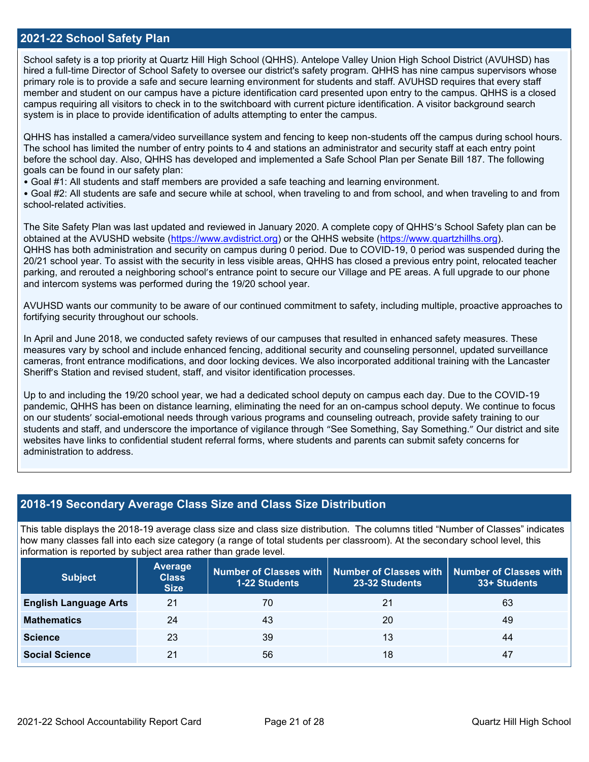## 2021-22 School Safety Plan

School safety is a top priority at Quartz Hill High School (QHHS). Antelope Valley Union High School District (AVUHSD) has hired a full-time Director of School Safety to oversee our district's safety program. QHHS has nine campus supervisors whose primary role is to provide a safe and secure learning environment for students and staff. AVUHSD requires that every staff member and student on our campus have a picture identification card presented upon entry to the campus. QHHS is a closed campus requiring all visitors to check in to the switchboard with current picture identification. A visitor background search system is in place to provide identification of adults attempting to enter the campus.

QHHS has installed a camera/video surveillance system and fencing to keep non-students off the campus during school hours. The school has limited the number of entry points to 4 and stations an administrator and security staff at each entry point before the school day. Also, QHHS has developed and implemented a Safe School Plan per Senate Bill 187. The following goals can be found in our safety plan:

- Goal #1: All students and staff members are provided a safe teaching and learning environment.
- Goal #2: All students are safe and secure while at school, when traveling to and from school, and when traveling to and from school-related activities.

The Site Safety Plan was last updated and reviewed in January 2020. A complete copy of QHHS's School Safety plan can be obtained at the AVUSHD website (https://www.avdistrict.org) or the QHHS website (https://www.quartzhillhs.org). QHHS has both administration and security on campus during 0 period. Due to COVID-19, 0 period was suspended during the 20/21 school year. To assist with the security in less visible areas, QHHS has closed a previous entry point, relocated teacher parking, and rerouted a neighboring school's entrance point to secure our Village and PE areas. A full upgrade to our phone and intercom systems was performed during the 19/20 school year.

AVUHSD wants our community to be aware of our continued commitment to safety, including multiple, proactive approaches to fortifying security throughout our schools.

In April and June 2018, we conducted safety reviews of our campuses that resulted in enhanced safety measures. These measures vary by school and include enhanced fencing, additional security and counseling personnel, updated surveillance cameras, front entrance modifications, and door locking devices. We also incorporated additional training with the Lancaster Sheriff's Station and revised student, staff, and visitor identification processes.

Up to and including the 19/20 school year, we had a dedicated school deputy on campus each day. Due to the COVID-19 pandemic, QHHS has been on distance learning, eliminating the need for an on-campus school deputy. We continue to focus on our students' social-emotional needs through various programs and counseling outreach, provide safety training to our students and staff, and underscore the importance of vigilance through "See Something, Say Something." Our district and site websites have links to confidential student referral forms, where students and parents can submit safety concerns for administration to address.

## 2018-19 Secondary Average Class Size and Class Size Distribution

This table displays the 2018-19 average class size and class size distribution. The columns titled "Number of Classes" indicates how many classes fall into each size category (a range of total students per classroom). At the secondary school level, this information is reported by subject area rather than grade level.

| Subject | Average Class Size | Number of Classes with 1-22 Students | Number of Classes with 23-32 Students | Number of Classes with 33+ Students |
|---|---|---|---|---|
| **English Language Arts** | 21 | 70 | 21 | 63 |
| **Mathematics** | 24 | 43 | 20 | 49 |
| **Science** | 23 | 39 | 13 | 44 |
| **Social Science** | 21 | 56 | 18 | 47 |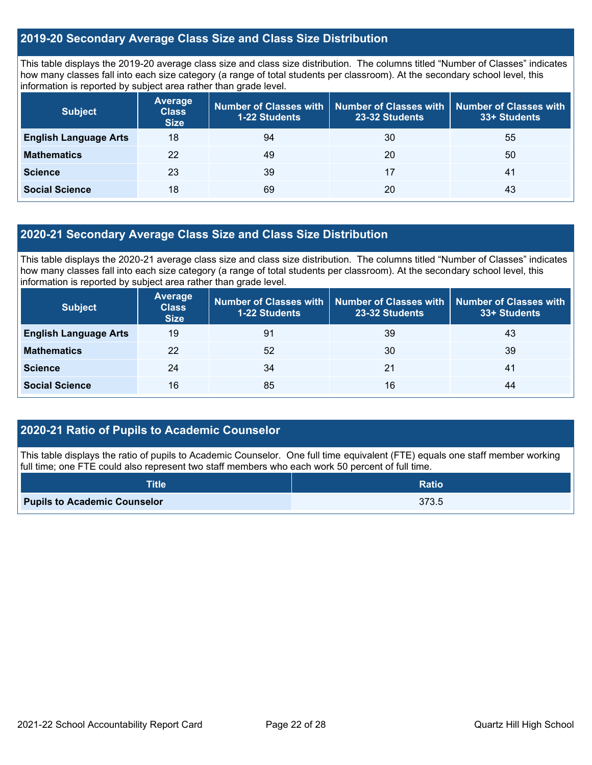## 2019-20 Secondary Average Class Size and Class Size Distribution

This table displays the 2019-20 average class size and class size distribution. The columns titled "Number of Classes" indicates how many classes fall into each size category (a range of total students per classroom). At the secondary school level, this information is reported by subject area rather than grade level.

| Subject | Average Class Size | Number of Classes with 1-22 Students | Number of Classes with 23-32 Students | Number of Classes with 33+ Students |
|---|---|---|---|---|
| **English Language Arts** | 18 | 94 | 30 | 55 |
| **Mathematics** | 22 | 49 | 20 | 50 |
| **Science** | 23 | 39 | 17 | 41 |
| **Social Science** | 18 | 69 | 20 | 43 |

## 2020-21 Secondary Average Class Size and Class Size Distribution

This table displays the 2020-21 average class size and class size distribution. The columns titled "Number of Classes" indicates how many classes fall into each size category (a range of total students per classroom). At the secondary school level, this information is reported by subject area rather than grade level.

| Subject | Average Class Size | Number of Classes with 1-22 Students | Number of Classes with 23-32 Students | Number of Classes with 33+ Students |
|---|---|---|---|---|
| **English Language Arts** | 19 | 91 | 39 | 43 |
| **Mathematics** | 22 | 52 | 30 | 39 |
| **Science** | 24 | 34 | 21 | 41 |
| **Social Science** | 16 | 85 | 16 | 44 |

## 2020-21 Ratio of Pupils to Academic Counselor

This table displays the ratio of pupils to Academic Counselor. One full time equivalent (FTE) equals one staff member working full time; one FTE could also represent two staff members who each work 50 percent of full time.

| Title | Ratio |
|---|---|
| **Pupils to Academic Counselor** | 373.5 |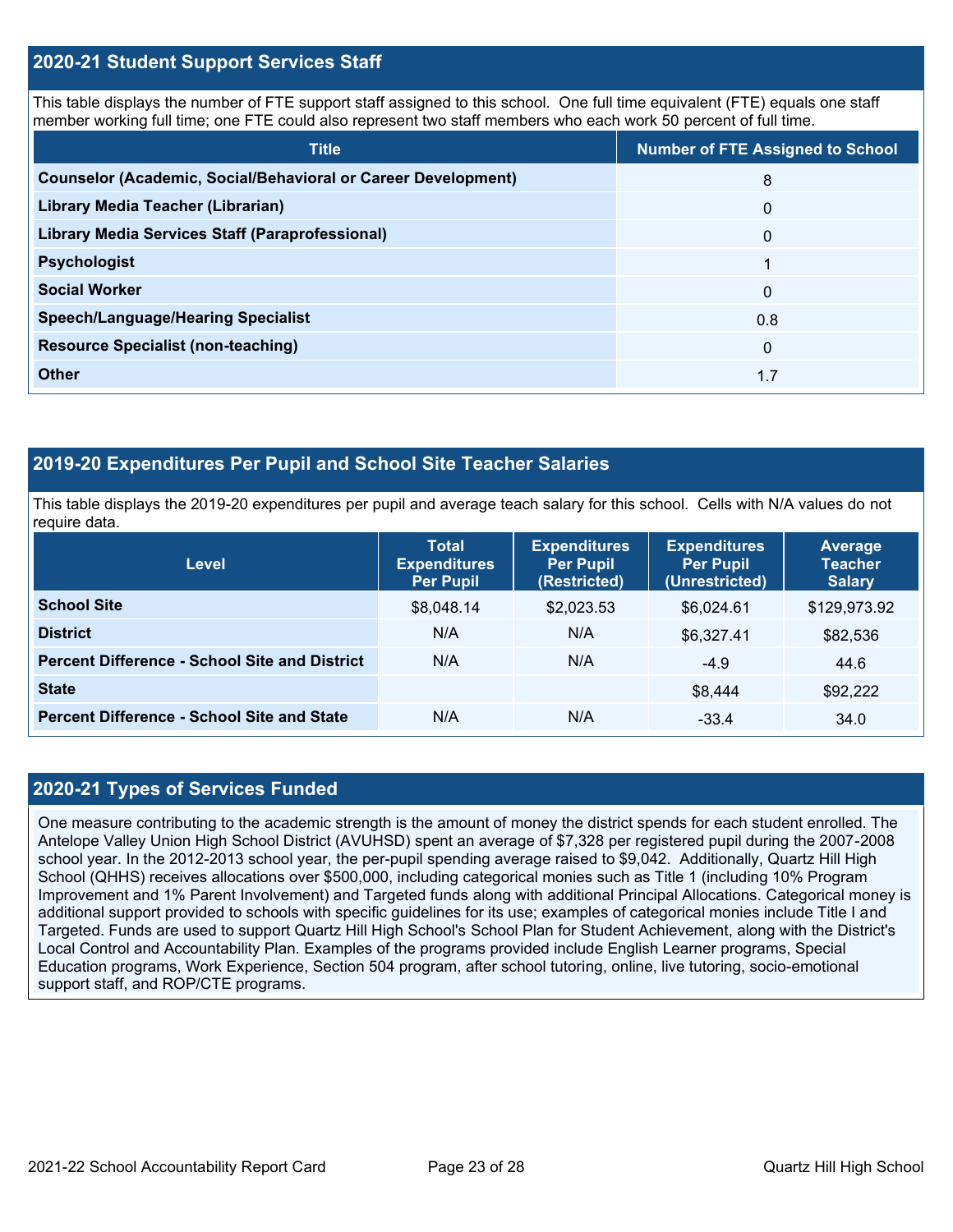## 2020-21 Student Support Services Staff

This table displays the number of FTE support staff assigned to this school. One full time equivalent (FTE) equals one staff member working full time; one FTE could also represent two staff members who each work 50 percent of full time.

| Title | Number of FTE Assigned to School |
| --- | --- |
| Counselor (Academic, Social/Behavioral or Career Development) | 8 |
| Library Media Teacher (Librarian) | 0 |
| Library Media Services Staff (Paraprofessional) | 0 |
| Psychologist | 1 |
| Social Worker | 0 |
| Speech/Language/Hearing Specialist | 0.8 |
| Resource Specialist (non-teaching) | 0 |
| Other | 1.7 |

## 2019-20 Expenditures Per Pupil and School Site Teacher Salaries

This table displays the 2019-20 expenditures per pupil and average teach salary for this school. Cells with N/A values do not require data.

| Level | Total Expenditures Per Pupil | Expenditures Per Pupil (Restricted) | Expenditures Per Pupil (Unrestricted) | Average Teacher Salary |
| --- | --- | --- | --- | --- |
| School Site | $8,048.14 | $2,023.53 | $6,024.61 | $129,973.92 |
| District | N/A | N/A | $6,327.41 | $82,536 |
| Percent Difference - School Site and District | N/A | N/A | -4.9 | 44.6 |
| State | | | $8,444 | $92,222 |
| Percent Difference - School Site and State | N/A | N/A | -33.4 | 34.0 |

## 2020-21 Types of Services Funded

One measure contributing to the academic strength is the amount of money the district spends for each student enrolled. The Antelope Valley Union High School District (AVUHSD) spent an average of $7,328 per registered pupil during the 2007-2008 school year. In the 2012-2013 school year, the per-pupil spending average raised to $9,042. Additionally, Quartz Hill High School (QHHS) receives allocations over $500,000, including categorical monies such as Title 1 (including 10% Program Improvement and 1% Parent Involvement) and Targeted funds along with additional Principal Allocations. Categorical money is additional support provided to schools with specific guidelines for its use; examples of categorical monies include Title I and Targeted. Funds are used to support Quartz Hill High School's School Plan for Student Achievement, along with the District's Local Control and Accountability Plan. Examples of the programs provided include English Learner programs, Special Education programs, Work Experience, Section 504 program, after school tutoring, online, live tutoring, socio-emotional support staff, and ROP/CTE programs.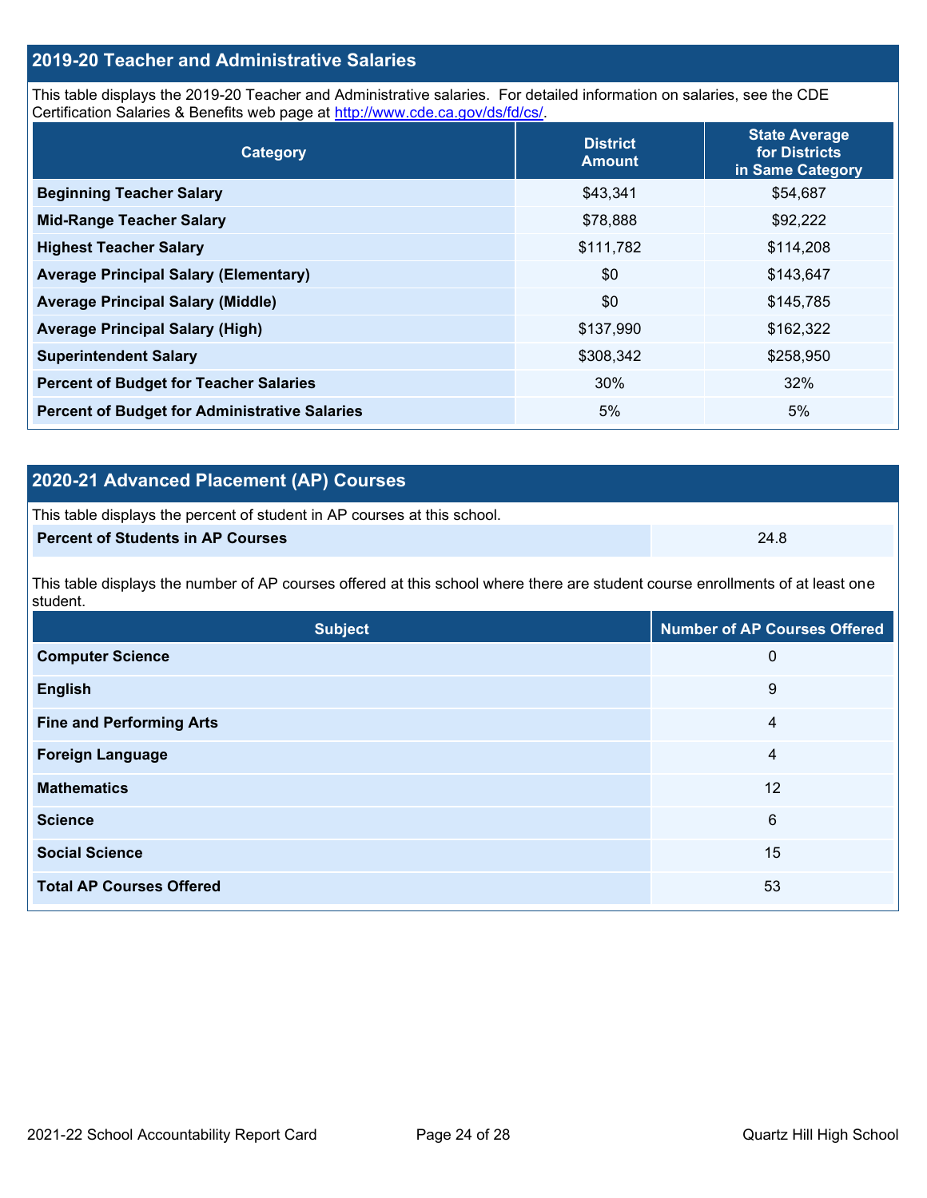## 2019-20 Teacher and Administrative Salaries

This table displays the 2019-20 Teacher and Administrative salaries. For detailed information on salaries, see the CDE Certification Salaries & Benefits web page at http://www.cde.ca.gov/ds/fd/cs/.

| Category | District Amount | State Average for Districts in Same Category |
|---|---|---|
| **Beginning Teacher Salary** | $43,341 | $54,687 |
| **Mid-Range Teacher Salary** | $78,888 | $92,222 |
| **Highest Teacher Salary** | $111,782 | $114,208 |
| **Average Principal Salary (Elementary)** | $0 | $143,647 |
| **Average Principal Salary (Middle)** | $0 | $145,785 |
| **Average Principal Salary (High)** | $137,990 | $162,322 |
| **Superintendent Salary** | $308,342 | $258,950 |
| **Percent of Budget for Teacher Salaries** | 30% | 32% |
| **Percent of Budget for Administrative Salaries** | 5% | 5% |

## 2020-21 Advanced Placement (AP) Courses

This table displays the percent of student in AP courses at this school.

| | |
|---|---|
| **Percent of Students in AP Courses** | 24.8 |

This table displays the number of AP courses offered at this school where there are student course enrollments of at least one student.

| Subject | Number of AP Courses Offered |
|---|---|
| **Computer Science** | 0 |
| **English** | 9 |
| **Fine and Performing Arts** | 4 |
| **Foreign Language** | 4 |
| **Mathematics** | 12 |
| **Science** | 6 |
| **Social Science** | 15 |
| **Total AP Courses Offered** | 53 |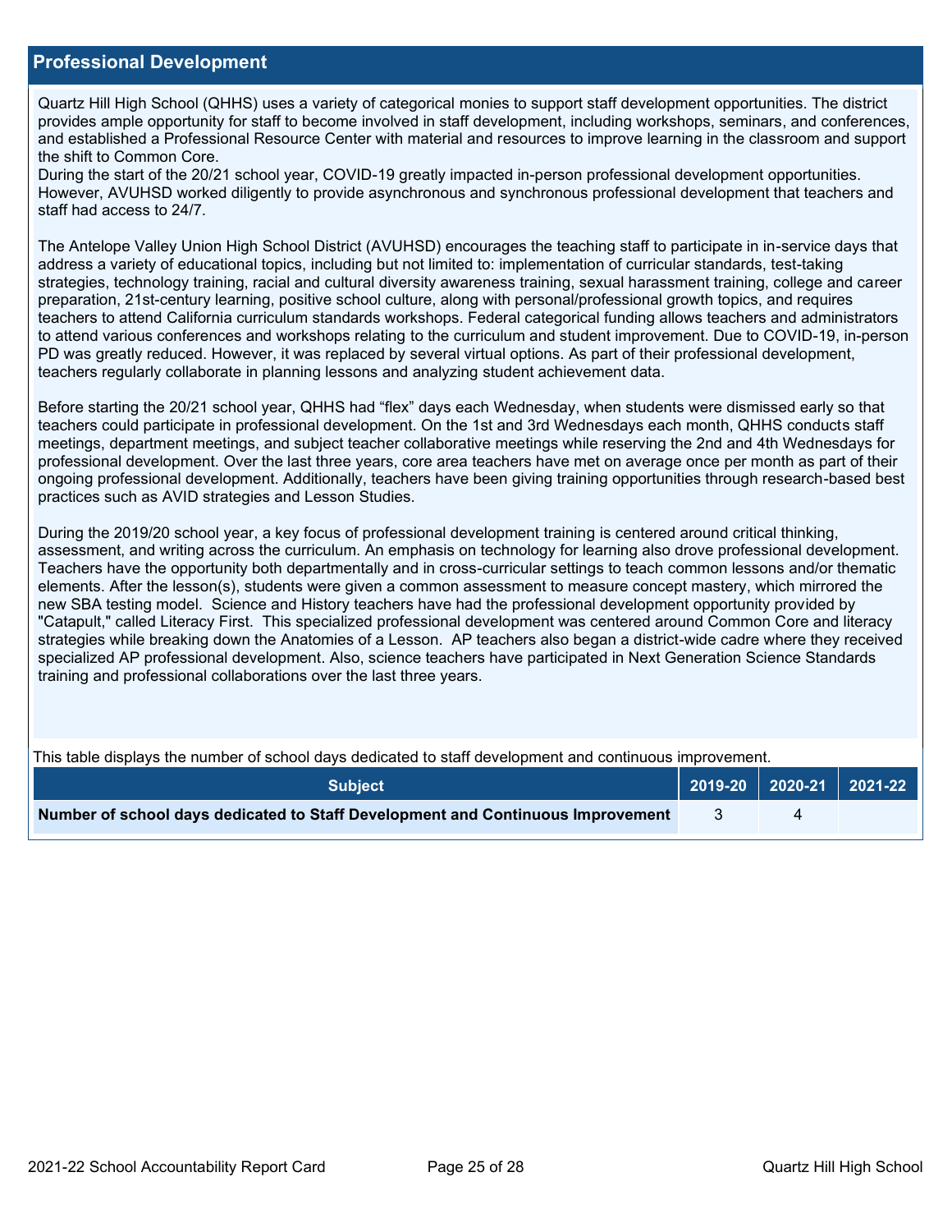## Professional Development

Quartz Hill High School (QHHS) uses a variety of categorical monies to support staff development opportunities. The district provides ample opportunity for staff to become involved in staff development, including workshops, seminars, and conferences, and established a Professional Resource Center with material and resources to improve learning in the classroom and support the shift to Common Core.
During the start of the 20/21 school year, COVID-19 greatly impacted in-person professional development opportunities. However, AVUHSD worked diligently to provide asynchronous and synchronous professional development that teachers and staff had access to 24/7.

The Antelope Valley Union High School District (AVUHSD) encourages the teaching staff to participate in in-service days that address a variety of educational topics, including but not limited to: implementation of curricular standards, test-taking strategies, technology training, racial and cultural diversity awareness training, sexual harassment training, college and career preparation, 21st-century learning, positive school culture, along with personal/professional growth topics, and requires teachers to attend California curriculum standards workshops. Federal categorical funding allows teachers and administrators to attend various conferences and workshops relating to the curriculum and student improvement. Due to COVID-19, in-person PD was greatly reduced. However, it was replaced by several virtual options. As part of their professional development, teachers regularly collaborate in planning lessons and analyzing student achievement data.

Before starting the 20/21 school year, QHHS had "flex" days each Wednesday, when students were dismissed early so that teachers could participate in professional development. On the 1st and 3rd Wednesdays each month, QHHS conducts staff meetings, department meetings, and subject teacher collaborative meetings while reserving the 2nd and 4th Wednesdays for professional development. Over the last three years, core area teachers have met on average once per month as part of their ongoing professional development. Additionally, teachers have been giving training opportunities through research-based best practices such as AVID strategies and Lesson Studies.

During the 2019/20 school year, a key focus of professional development training is centered around critical thinking, assessment, and writing across the curriculum. An emphasis on technology for learning also drove professional development. Teachers have the opportunity both departmentally and in cross-curricular settings to teach common lessons and/or thematic elements. After the lesson(s), students were given a common assessment to measure concept mastery, which mirrored the new SBA testing model. Science and History teachers have had the professional development opportunity provided by "Catapult," called Literacy First. This specialized professional development was centered around Common Core and literacy strategies while breaking down the Anatomies of a Lesson. AP teachers also began a district-wide cadre where they received specialized AP professional development. Also, science teachers have participated in Next Generation Science Standards training and professional collaborations over the last three years.

This table displays the number of school days dedicated to staff development and continuous improvement.

| Subject | 2019-20 | 2020-21 | 2021-22 |
|---|---|---|---|
| **Number of school days dedicated to Staff Development and Continuous Improvement** | 3 | 4 | |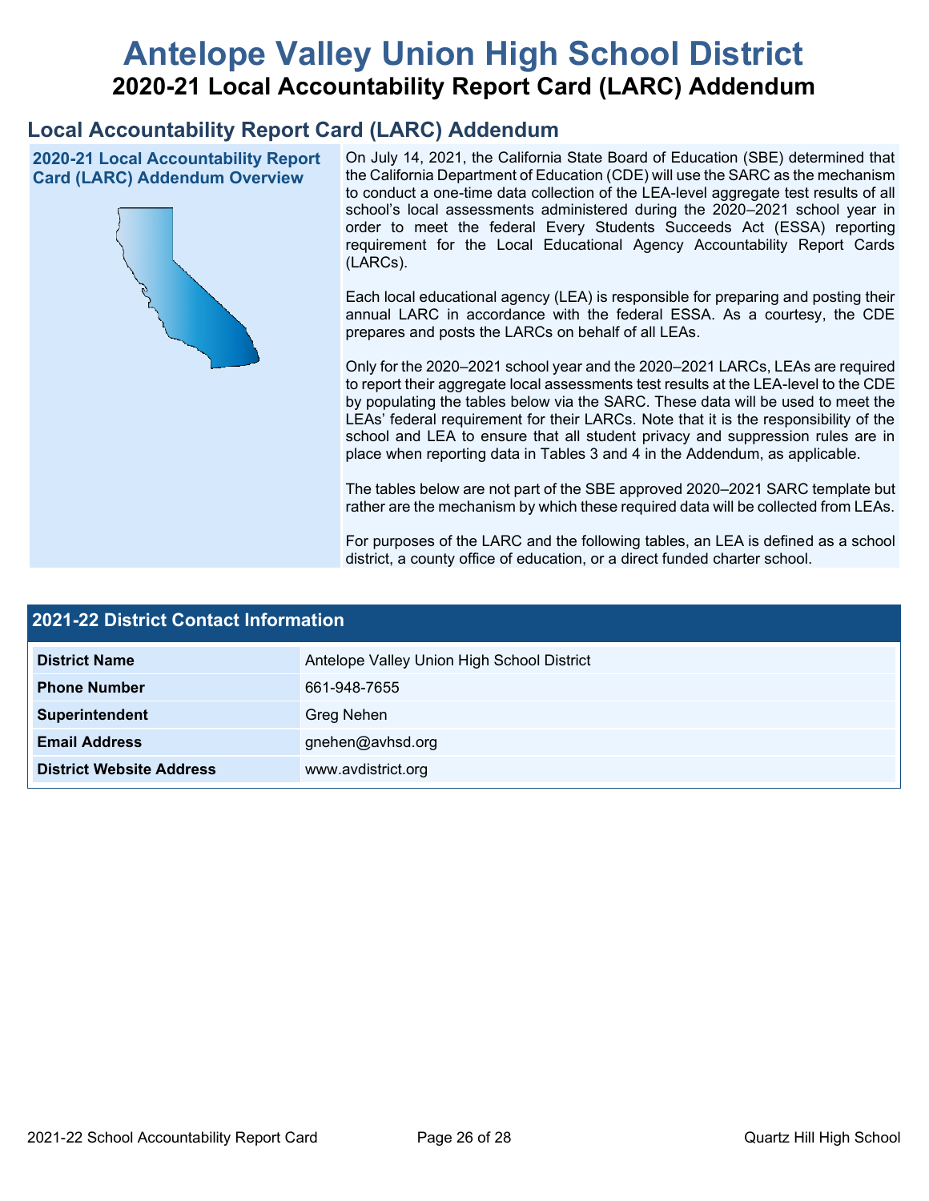# Antelope Valley Union High School District

## 2020-21 Local Accountability Report Card (LARC) Addendum

## Local Accountability Report Card (LARC) Addendum

### 2020-21 Local Accountability Report Card (LARC) Addendum Overview

On July 14, 2021, the California State Board of Education (SBE) determined that the California Department of Education (CDE) will use the SARC as the mechanism to conduct a one-time data collection of the LEA-level aggregate test results of all school's local assessments administered during the 2020–2021 school year in order to meet the federal Every Students Succeeds Act (ESSA) reporting requirement for the Local Educational Agency Accountability Report Cards (LARCs).

Each local educational agency (LEA) is responsible for preparing and posting their annual LARC in accordance with the federal ESSA. As a courtesy, the CDE prepares and posts the LARCs on behalf of all LEAs.

Only for the 2020–2021 school year and the 2020–2021 LARCs, LEAs are required to report their aggregate local assessments test results at the LEA-level to the CDE by populating the tables below via the SARC. These data will be used to meet the LEAs' federal requirement for their LARCs. Note that it is the responsibility of the school and LEA to ensure that all student privacy and suppression rules are in place when reporting data in Tables 3 and 4 in the Addendum, as applicable.

The tables below are not part of the SBE approved 2020–2021 SARC template but rather are the mechanism by which these required data will be collected from LEAs.

For purposes of the LARC and the following tables, an LEA is defined as a school district, a county office of education, or a direct funded charter school.

## 2021-22 District Contact Information

| 2021-22 District Contact Information | |
|---|---|
| **District Name** | Antelope Valley Union High School District |
| **Phone Number** | 661-948-7655 |
| **Superintendent** | Greg Nehen |
| **Email Address** | gnehen@avhsd.org |
| **District Website Address** | www.avdistrict.org |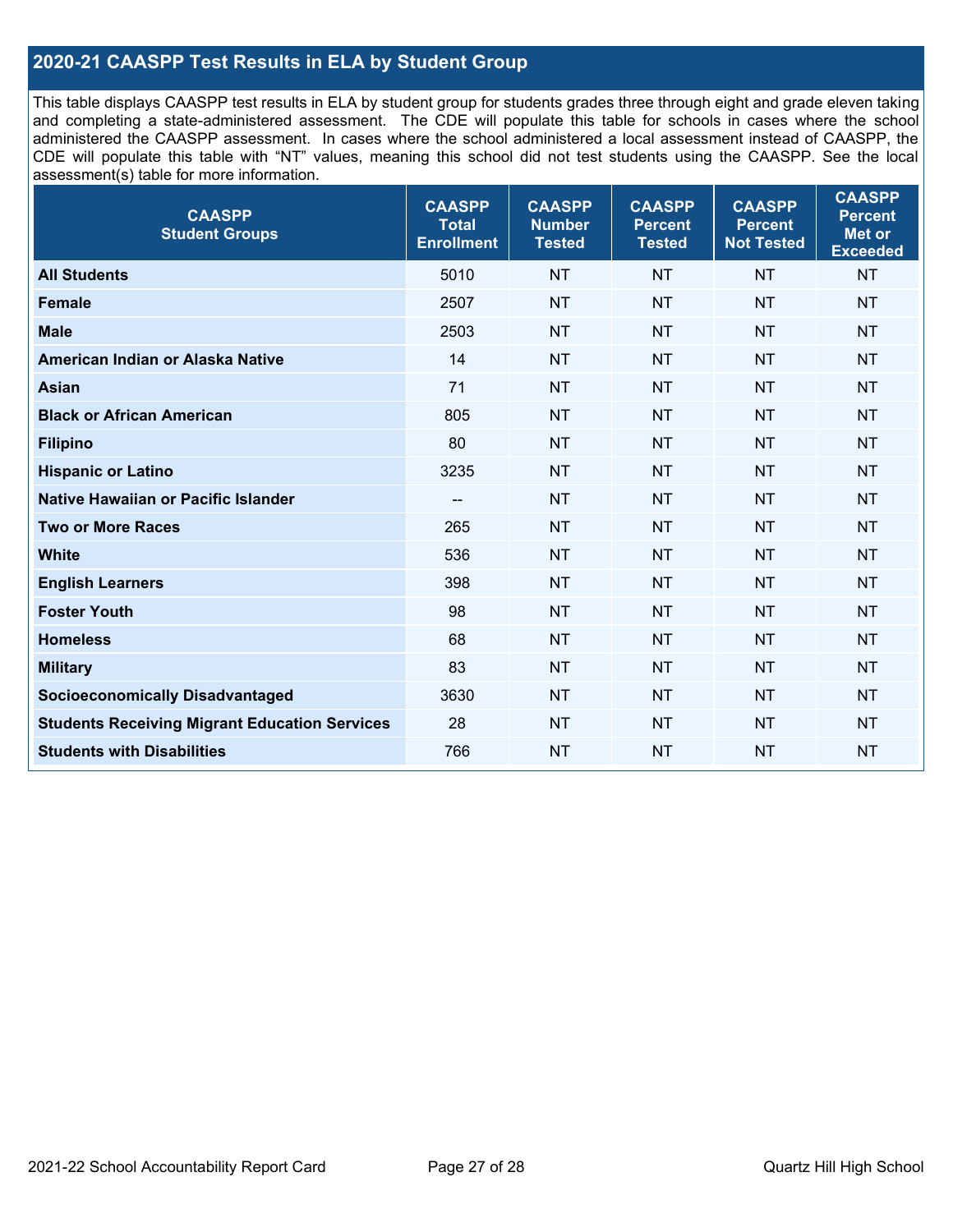## 2020-21 CAASPP Test Results in ELA by Student Group

This table displays CAASPP test results in ELA by student group for students grades three through eight and grade eleven taking and completing a state-administered assessment. The CDE will populate this table for schools in cases where the school administered the CAASPP assessment. In cases where the school administered a local assessment instead of CAASPP, the CDE will populate this table with "NT" values, meaning this school did not test students using the CAASPP. See the local assessment(s) table for more information.

| CAASPP Student Groups | CAASPP Total Enrollment | CAASPP Number Tested | CAASPP Percent Tested | CAASPP Percent Not Tested | CAASPP Percent Met or Exceeded |
|---|---|---|---|---|---|
| **All Students** | 5010 | NT | NT | NT | NT |
| **Female** | 2507 | NT | NT | NT | NT |
| **Male** | 2503 | NT | NT | NT | NT |
| **American Indian or Alaska Native** | 14 | NT | NT | NT | NT |
| **Asian** | 71 | NT | NT | NT | NT |
| **Black or African American** | 805 | NT | NT | NT | NT |
| **Filipino** | 80 | NT | NT | NT | NT |
| **Hispanic or Latino** | 3235 | NT | NT | NT | NT |
| **Native Hawaiian or Pacific Islander** | -- | NT | NT | NT | NT |
| **Two or More Races** | 265 | NT | NT | NT | NT |
| **White** | 536 | NT | NT | NT | NT |
| **English Learners** | 398 | NT | NT | NT | NT |
| **Foster Youth** | 98 | NT | NT | NT | NT |
| **Homeless** | 68 | NT | NT | NT | NT |
| **Military** | 83 | NT | NT | NT | NT |
| **Socioeconomically Disadvantaged** | 3630 | NT | NT | NT | NT |
| **Students Receiving Migrant Education Services** | 28 | NT | NT | NT | NT |
| **Students with Disabilities** | 766 | NT | NT | NT | NT |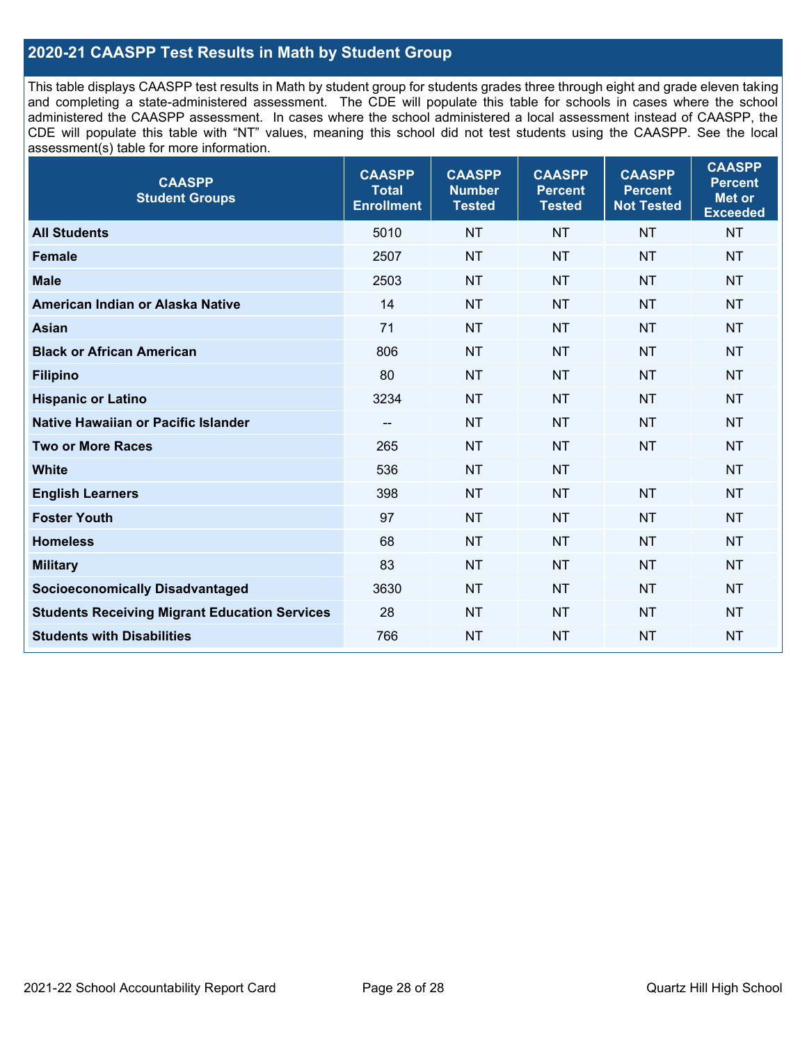## 2020-21 CAASPP Test Results in Math by Student Group

This table displays CAASPP test results in Math by student group for students grades three through eight and grade eleven taking and completing a state-administered assessment. The CDE will populate this table for schools in cases where the school administered the CAASPP assessment. In cases where the school administered a local assessment instead of CAASPP, the CDE will populate this table with "NT" values, meaning this school did not test students using the CAASPP. See the local assessment(s) table for more information.

| CAASPP Student Groups | CAASPP Total Enrollment | CAASPP Number Tested | CAASPP Percent Tested | CAASPP Percent Not Tested | CAASPP Percent Met or Exceeded |
|---|---|---|---|---|---|
| **All Students** | 5010 | NT | NT | NT | NT |
| **Female** | 2507 | NT | NT | NT | NT |
| **Male** | 2503 | NT | NT | NT | NT |
| **American Indian or Alaska Native** | 14 | NT | NT | NT | NT |
| **Asian** | 71 | NT | NT | NT | NT |
| **Black or African American** | 806 | NT | NT | NT | NT |
| **Filipino** | 80 | NT | NT | NT | NT |
| **Hispanic or Latino** | 3234 | NT | NT | NT | NT |
| **Native Hawaiian or Pacific Islander** | -- | NT | NT | NT | NT |
| **Two or More Races** | 265 | NT | NT | NT | NT |
| **White** | 536 | NT | NT | | NT |
| **English Learners** | 398 | NT | NT | NT | NT |
| **Foster Youth** | 97 | NT | NT | NT | NT |
| **Homeless** | 68 | NT | NT | NT | NT |
| **Military** | 83 | NT | NT | NT | NT |
| **Socioeconomically Disadvantaged** | 3630 | NT | NT | NT | NT |
| **Students Receiving Migrant Education Services** | 28 | NT | NT | NT | NT |
| **Students with Disabilities** | 766 | NT | NT | NT | NT |